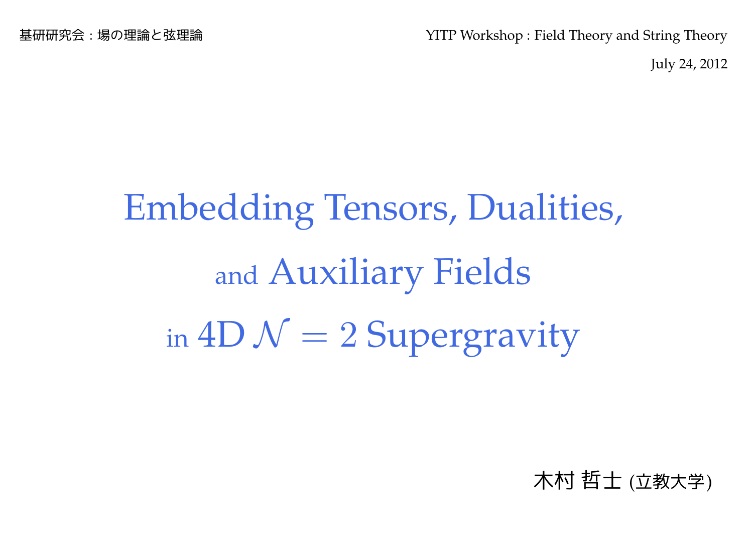基研研究会：場の理論と弦理論

YITP Workshop : Field Theory and String Theory

July 24, 2012

# Embedding Tensors, Dualities, and Auxiliary Fields in 4D $\mathcal{N} = 2$ Supergravity

木村 哲士 (立教大学)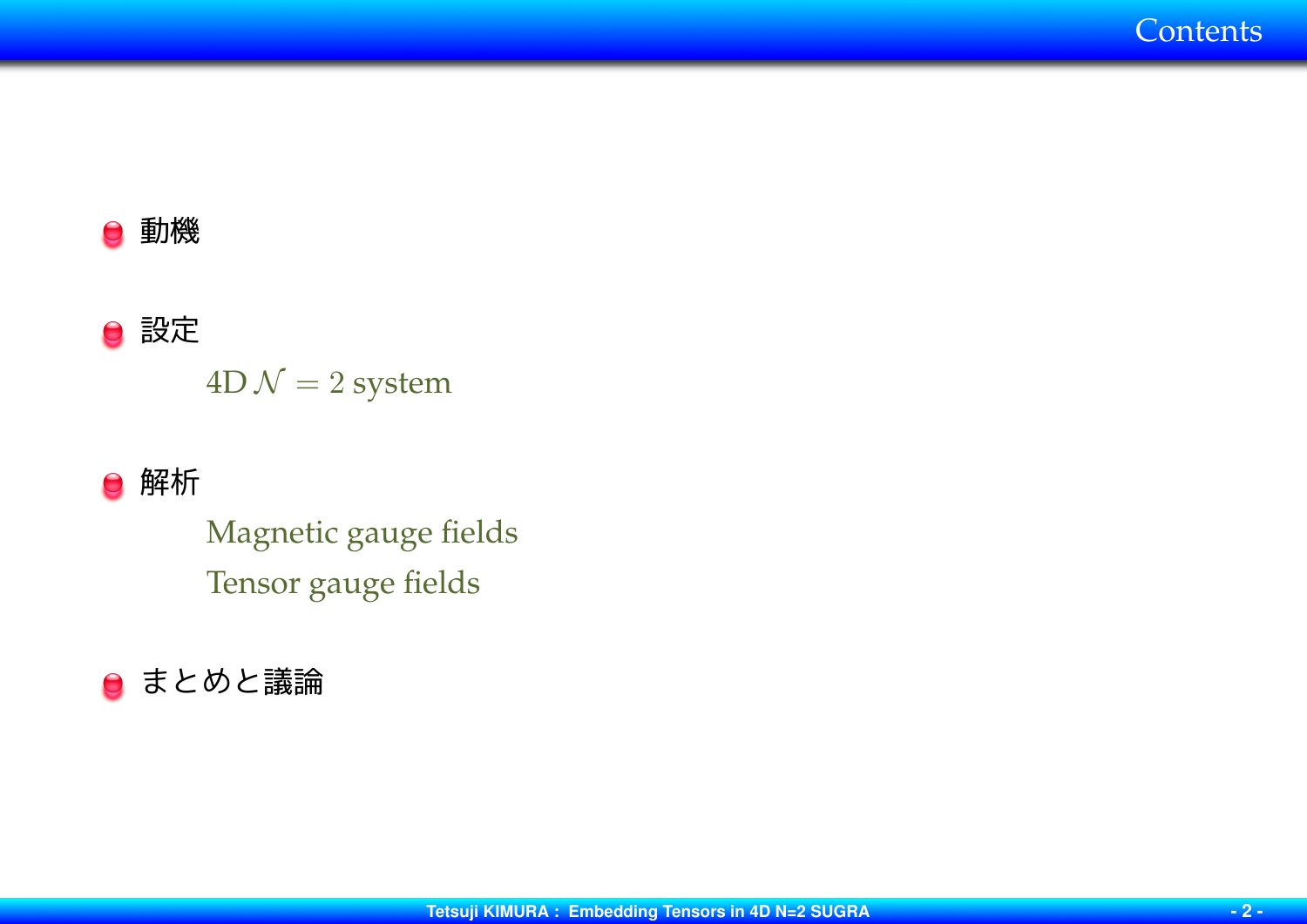# Contents

- 動機
- 設定
  - 4D $\mathcal{N} = 2$ system
- 解析
  - Magnetic gauge fields
  - Tensor gauge fields
- まとめと議論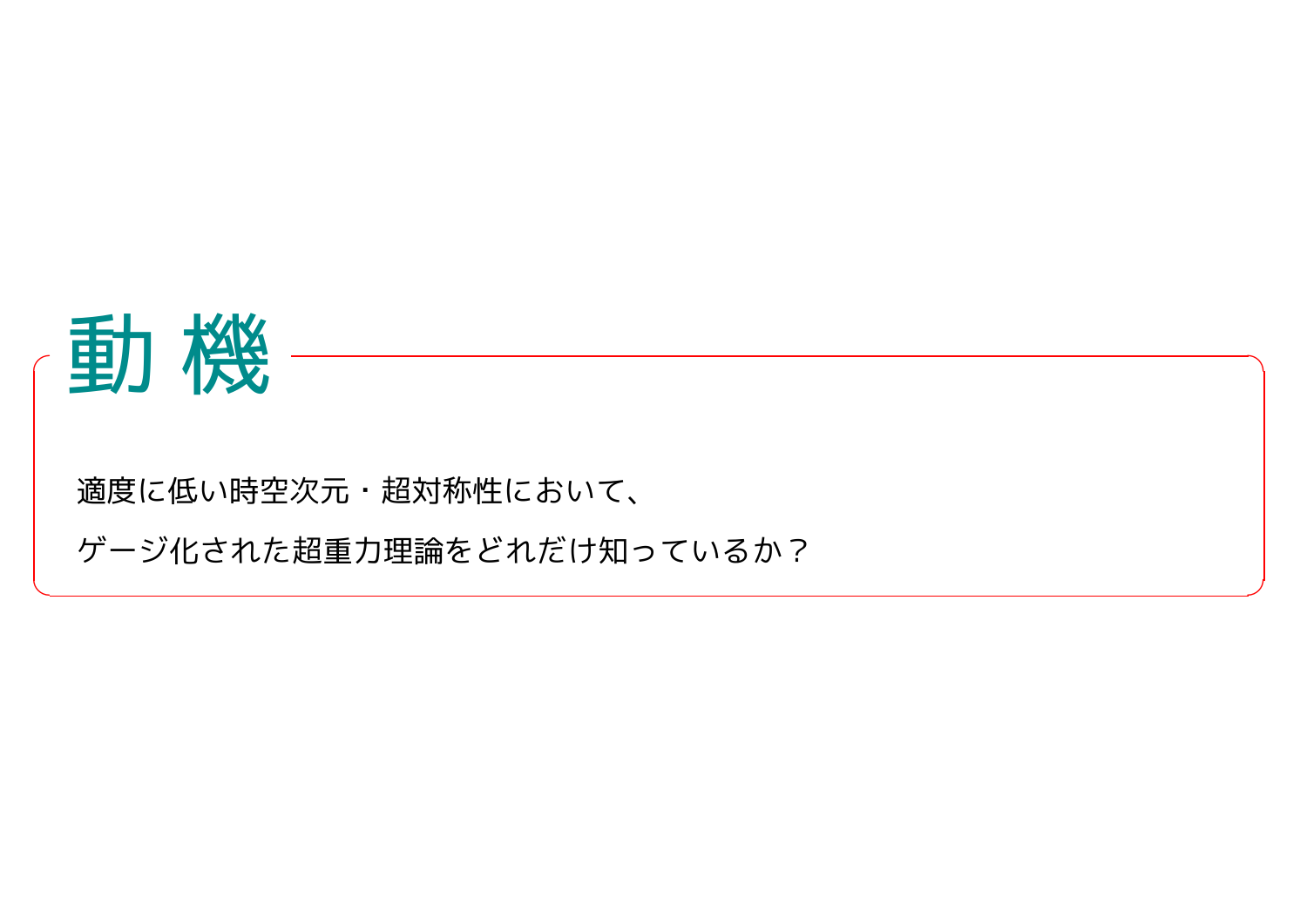# 動 機

適度に低い時空次元・超対称性において、

ゲージ化された超重力理論をどれだけ知っているか？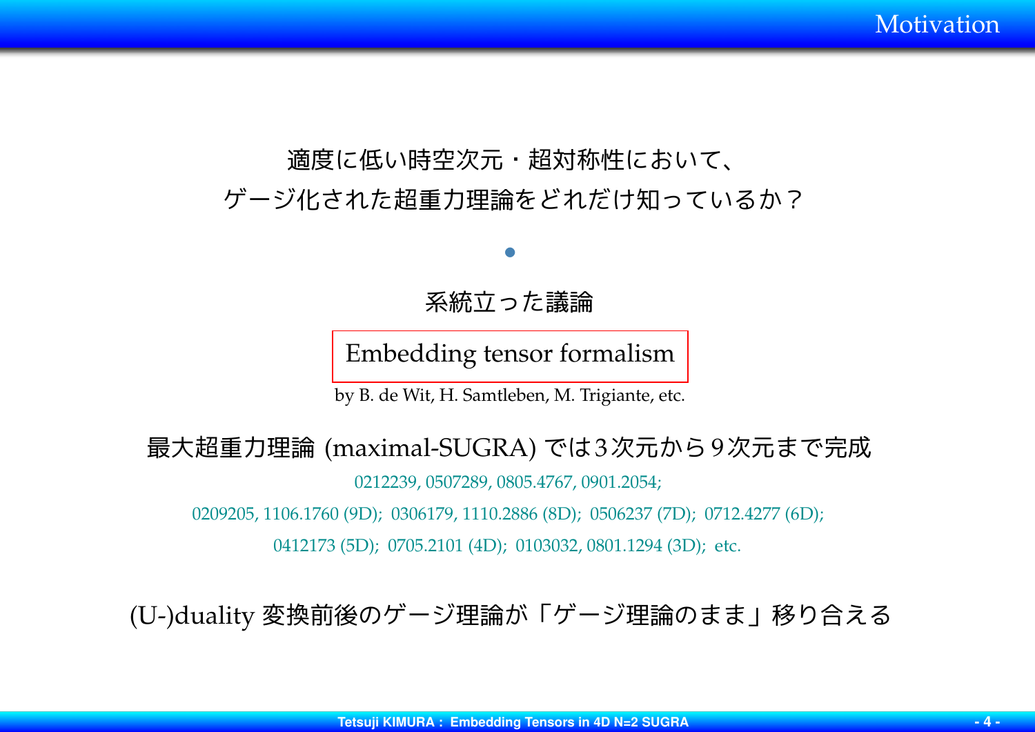# Motivation

適度に低い時空次元・超対称性において、

ゲージ化された超重力理論をどれだけ知っているか？

•

系統立った議論

**Embedding tensor formalism**

by B. de Wit, H. Samtleben, M. Trigiante, etc.

最大超重力理論 (maximal-SUGRA) では3次元から9次元まで完成

0212239, 0507289, 0805.4767, 0901.2054;

0209205, 1106.1760 (9D); 0306179, 1110.2886 (8D); 0506237 (7D); 0712.4277 (6D);

0412173 (5D); 0705.2101 (4D); 0103032, 0801.1294 (3D); etc.

(U-)duality 変換前後のゲージ理論が「ゲージ理論のまま」移り合える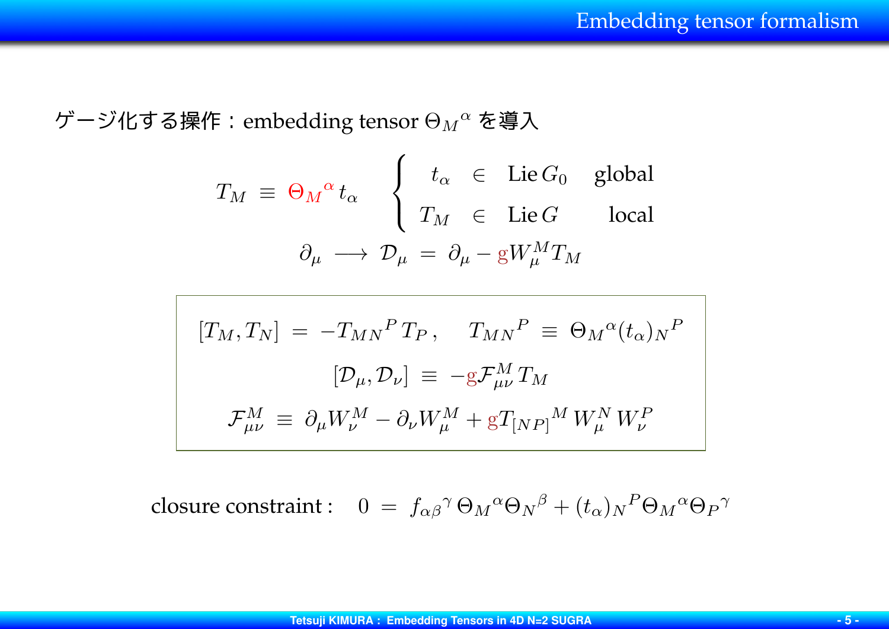# Embedding tensor formalism

ゲージ化する操作：embedding tensor ${\Theta_M}^\alpha$ を導入

$$
T_M \equiv {\Theta_M}^\alpha t_\alpha \qquad \begin{cases} t_\alpha \in \text{Lie}\, G_0 & \text{global} \\ T_M \in \text{Lie}\, G & \text{local} \end{cases}
$$

$$
\partial_\mu \longrightarrow \mathcal{D}_\mu = \partial_\mu - \mathrm{g} W_\mu^M T_M
$$

$$
[T_M, T_N] = -{T_{MN}}^P T_P \,, \qquad {T_{MN}}^P \equiv {\Theta_M}^\alpha (t_\alpha)_N{}^P
$$

$$
[\mathcal{D}_\mu, \mathcal{D}_\nu] \equiv -\mathrm{g} \mathcal{F}_{\mu\nu}^M T_M
$$

$$
\mathcal{F}_{\mu\nu}^M \equiv \partial_\mu W_\nu^M - \partial_\nu W_\mu^M + \mathrm{g} T_{[NP]}{}^M W_\mu^N W_\nu^P
$$

closure constraint : $\quad 0 = f_{\alpha\beta}{}^\gamma {\Theta_M}^\alpha {\Theta_N}^\beta + (t_\alpha)_N{}^P {\Theta_M}^\alpha {\Theta_P}^\gamma$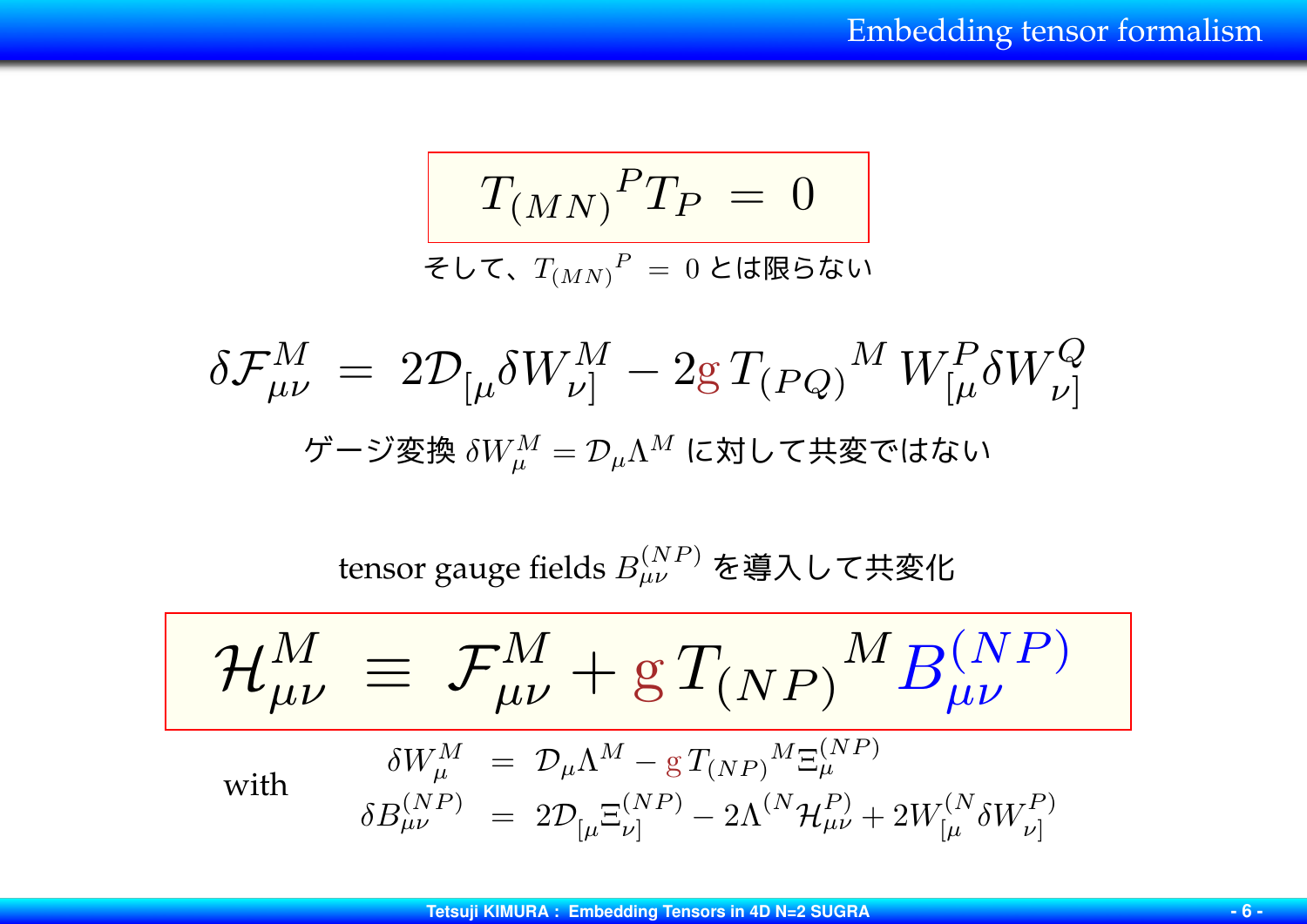# Embedding tensor formalism

$$T_{(MN)}{}^{P} T_{P} \;=\; 0$$

そして、$T_{(MN)}{}^{P} \;=\; 0$ とは限らない

$$\delta \mathcal{F}^{M}_{\mu\nu} \;=\; 2 \mathcal{D}_{[\mu} \delta W^{M}_{\nu]} - 2 \mathrm{g} \, T_{(PQ)}{}^{M} \, W^{P}_{[\mu} \delta W^{Q}_{\nu]}$$

ゲージ変換 $\delta W^{M}_{\mu} = \mathcal{D}_{\mu} \Lambda^{M}$ に対して共変ではない

tensor gauge fields $B^{(NP)}_{\mu\nu}$ を導入して共変化

$$\mathcal{H}^{M}_{\mu\nu} \;\equiv\; \mathcal{F}^{M}_{\mu\nu} + \mathrm{g} \, T_{(NP)}{}^{M} B^{(NP)}_{\mu\nu}$$

with

$$\begin{aligned} \delta W^{M}_{\mu} \;&=\; \mathcal{D}_{\mu} \Lambda^{M} - \mathrm{g} \, T_{(NP)}{}^{M} \Xi^{(NP)}_{\mu} \\ \delta B^{(NP)}_{\mu\nu} \;&=\; 2 \mathcal{D}_{[\mu} \Xi^{(NP)}_{\nu]} - 2 \Lambda^{(N} \mathcal{H}^{P)}_{\mu\nu} + 2 W^{(N}_{[\mu} \delta W^{P)}_{\nu]} \end{aligned}$$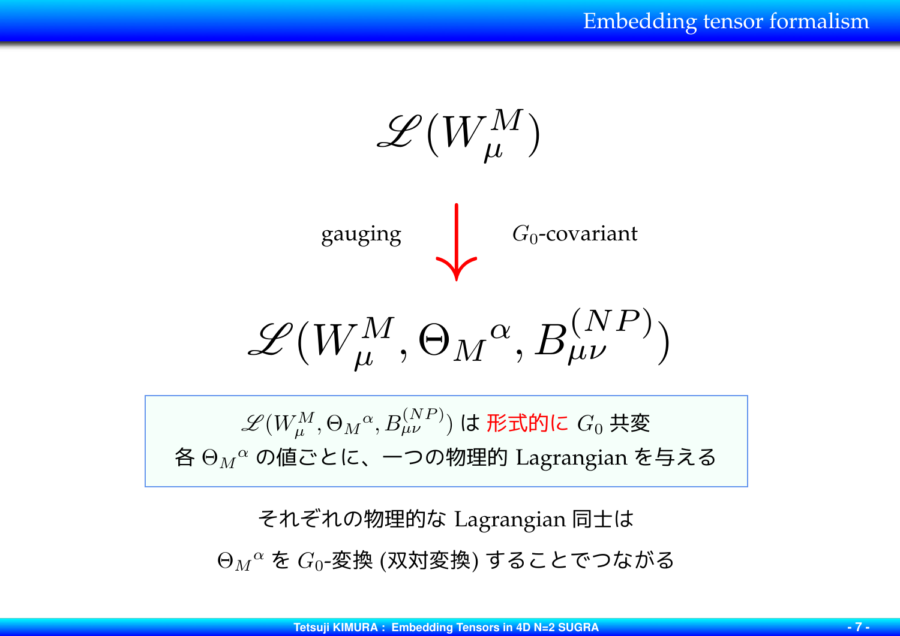# Embedding tensor formalism

$$\mathscr{L}(W_\mu^M)$$

gauging $\downarrow$ $G_0$-covariant

$$\mathscr{L}(W_\mu^M, \Theta_M{}^\alpha, B_{\mu\nu}^{(NP)})$$

$\mathscr{L}(W_\mu^M, \Theta_M{}^\alpha, B_{\mu\nu}^{(NP)})$ は 形式的に $G_0$ 共変

各 $\Theta_M{}^\alpha$ の値ごとに、一つの物理的 Lagrangian を与える

それぞれの物理的な Lagrangian 同士は

$\Theta_M{}^\alpha$ を $G_0$-変換 (双対変換) することでつながる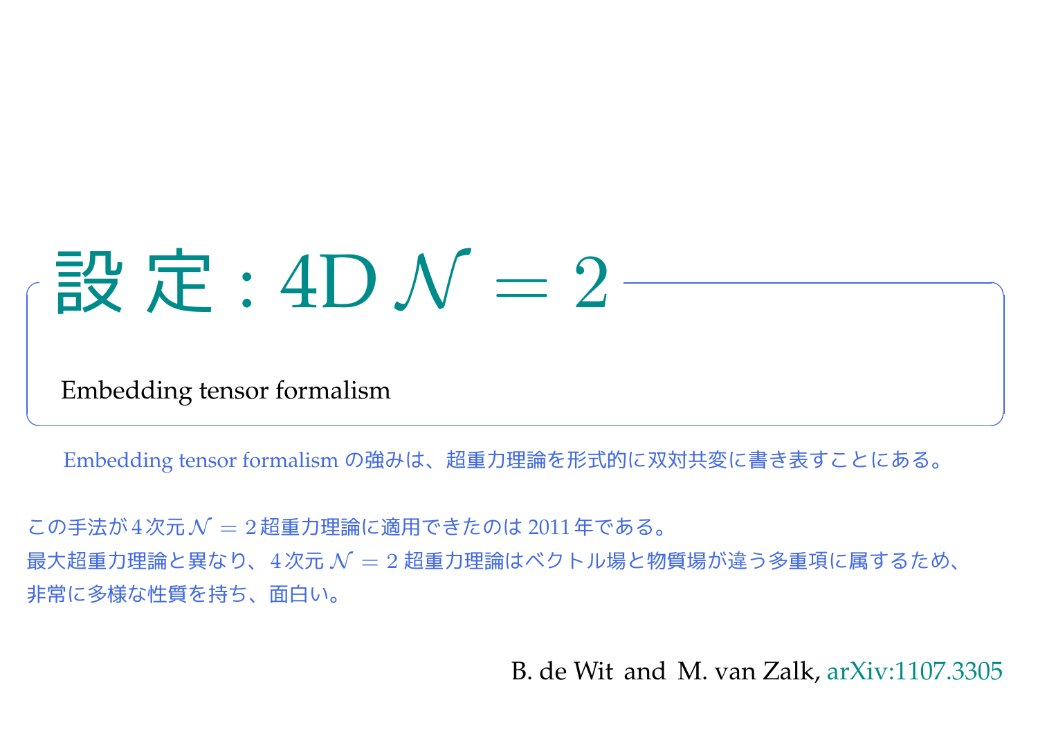# 設定 : 4D $\mathcal{N} = 2$

Embedding tensor formalism

Embedding tensor formalism の強みは、超重力理論を形式的に双対共変に書き表すことにある。

この手法が 4 次元 $\mathcal{N} = 2$ 超重力理論に適用できたのは 2011 年である。
最大超重力理論と異なり、4 次元 $\mathcal{N} = 2$ 超重力理論はベクトル場と物質場が違う多重項に属するため、非常に多様な性質を持ち、面白い。

B. de Wit and M. van Zalk, arXiv:1107.3305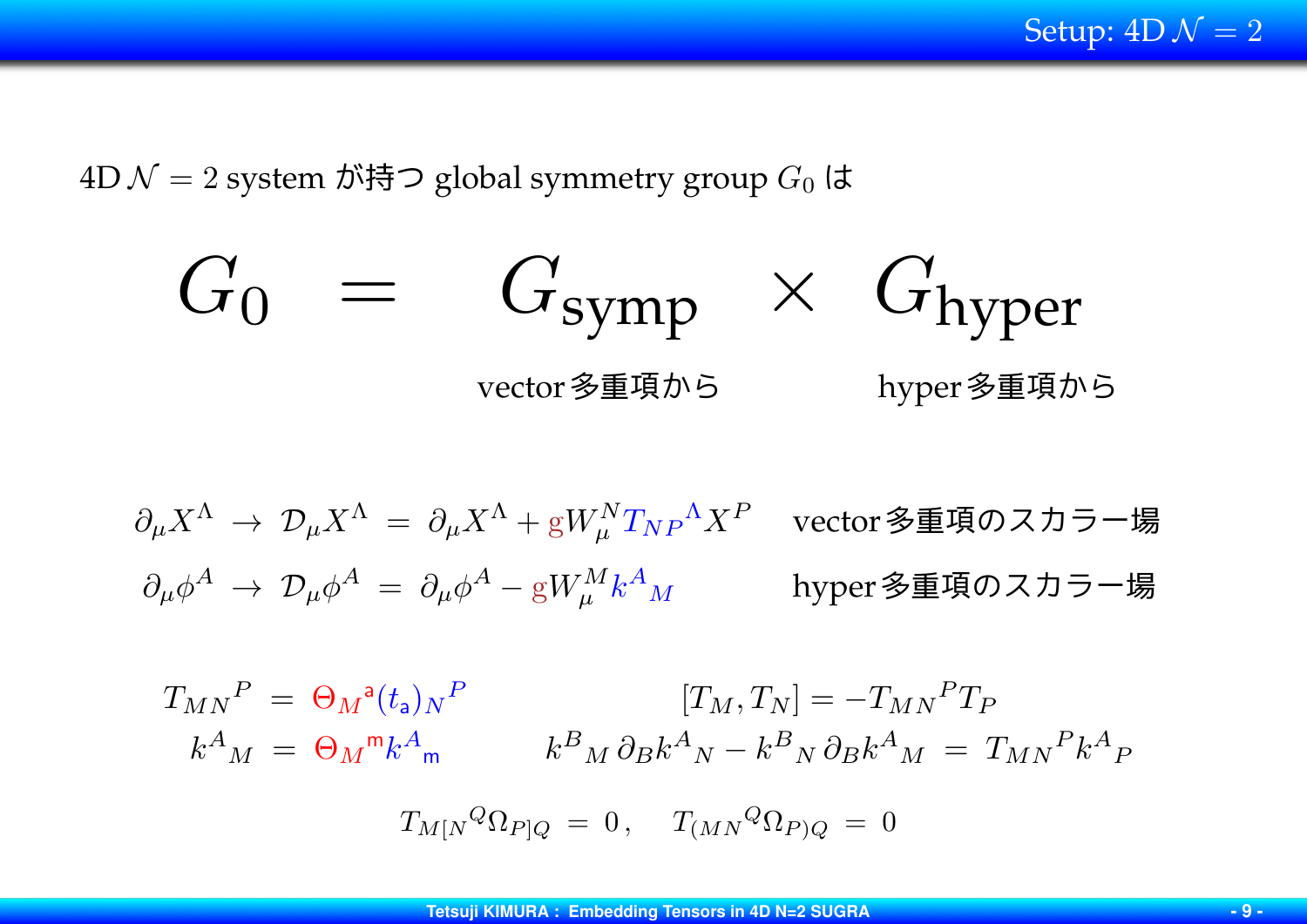## Setup: 4D $\mathcal{N}=2$

4D $\mathcal{N}=2$ system が持つ global symmetry group $G_0$ は

$$G_0 \;=\; G_{\text{symp}} \;\times\; G_{\text{hyper}}$$

vector多重項から　　　hyper多重項から

$$\partial_\mu X^\Lambda \;\to\; \mathcal{D}_\mu X^\Lambda \;=\; \partial_\mu X^\Lambda + \mathrm{g} W_\mu^N T_{NP}{}^\Lambda X^P \qquad \text{vector多重項のスカラー場}$$

$$\partial_\mu \phi^A \;\to\; \mathcal{D}_\mu \phi^A \;=\; \partial_\mu \phi^A - \mathrm{g} W_\mu^M k^A{}_M \qquad \text{hyper多重項のスカラー場}$$

$$T_{MN}{}^P \;=\; \Theta_M{}^{\mathsf{a}} (t_{\mathsf{a}})_N{}^P \qquad\qquad [T_M, T_N] = -T_{MN}{}^P T_P$$

$$k^A{}_M \;=\; \Theta_M{}^{\mathsf{m}} k^A{}_{\mathsf{m}} \qquad\qquad k^B{}_M\, \partial_B k^A{}_N - k^B{}_N\, \partial_B k^A{}_M \;=\; T_{MN}{}^P k^A{}_P$$

$$T_{M[N}{}^Q \Omega_{P]Q} \;=\; 0\,, \qquad T_{(MN}{}^Q \Omega_{P)Q} \;=\; 0$$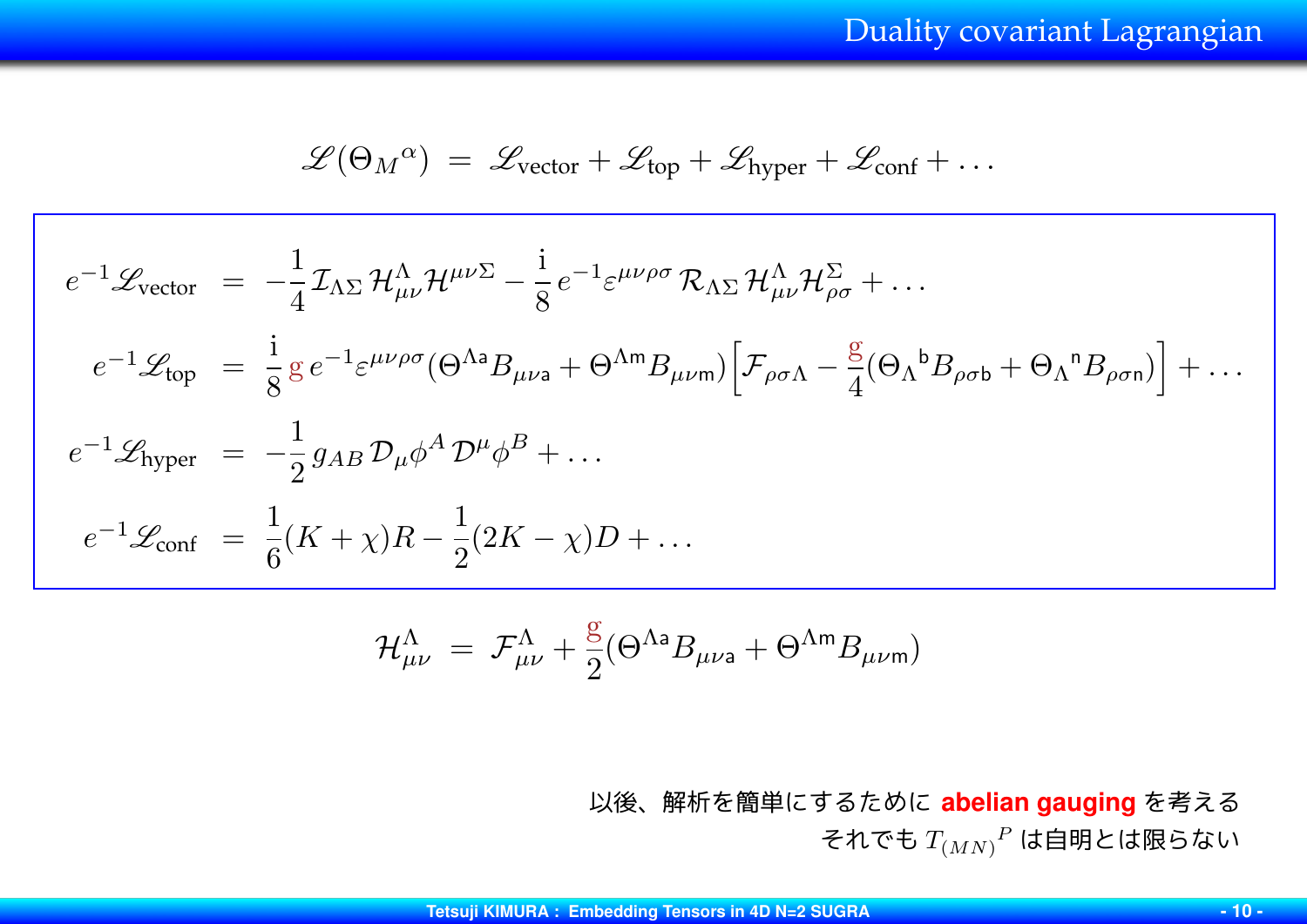# Duality covariant Lagrangian

$$\mathscr{L}(\Theta_M{}^\alpha) \;=\; \mathscr{L}_{\text{vector}} + \mathscr{L}_{\text{top}} + \mathscr{L}_{\text{hyper}} + \mathscr{L}_{\text{conf}} + \ldots$$

$$
\begin{aligned}
e^{-1}\mathscr{L}_{\text{vector}} &= -\frac{1}{4}\mathcal{I}_{\Lambda\Sigma}\,\mathcal{H}^{\Lambda}_{\mu\nu}\mathcal{H}^{\mu\nu\Sigma} - \frac{\mathrm{i}}{8}\,e^{-1}\varepsilon^{\mu\nu\rho\sigma}\,\mathcal{R}_{\Lambda\Sigma}\,\mathcal{H}^{\Lambda}_{\mu\nu}\mathcal{H}^{\Sigma}_{\rho\sigma} + \ldots \\
e^{-1}\mathscr{L}_{\text{top}} &= \frac{\mathrm{i}}{8}\,\mathrm{g}\,e^{-1}\varepsilon^{\mu\nu\rho\sigma}(\Theta^{\Lambda\mathsf{a}}B_{\mu\nu\mathsf{a}} + \Theta^{\Lambda\mathsf{m}}B_{\mu\nu\mathsf{m}})\Big[\mathcal{F}_{\rho\sigma\Lambda} - \frac{\mathrm{g}}{4}(\Theta_{\Lambda}{}^{\mathsf{b}}B_{\rho\sigma\mathsf{b}} + \Theta_{\Lambda}{}^{\mathsf{n}}B_{\rho\sigma\mathsf{n}})\Big] + \ldots \\
e^{-1}\mathscr{L}_{\text{hyper}} &= -\frac{1}{2}\,g_{AB}\,\mathcal{D}_{\mu}\phi^{A}\,\mathcal{D}^{\mu}\phi^{B} + \ldots \\
e^{-1}\mathscr{L}_{\text{conf}} &= \frac{1}{6}(K+\chi)R - \frac{1}{2}(2K-\chi)D + \ldots
\end{aligned}
$$

$$\mathcal{H}^{\Lambda}_{\mu\nu} \;=\; \mathcal{F}^{\Lambda}_{\mu\nu} + \frac{\mathrm{g}}{2}(\Theta^{\Lambda\mathsf{a}}B_{\mu\nu\mathsf{a}} + \Theta^{\Lambda\mathsf{m}}B_{\mu\nu\mathsf{m}})$$

以後、解析を簡単にするために **abelian gauging** を考える

それでも $T_{(MN)}{}^{P}$ は自明とは限らない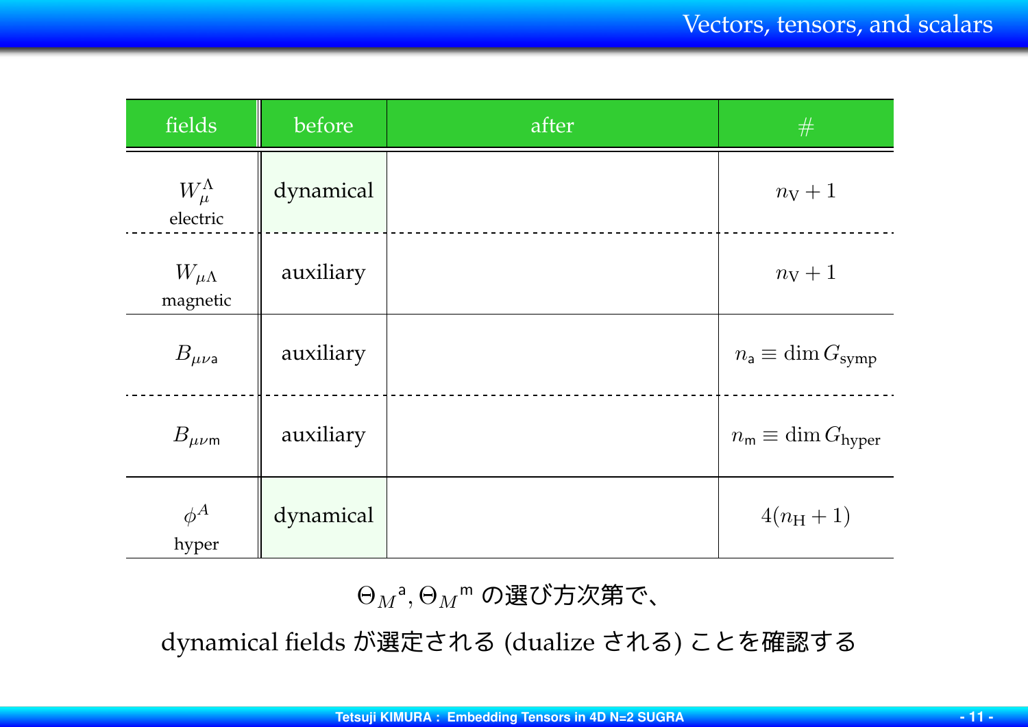## Vectors, tensors, and scalars

| fields | before | after | # |
|---|---|---|---|
| $W_\mu^\Lambda$ electric | dynamical | | $n_{\rm V} + 1$ |
| $W_{\mu\Lambda}$ magnetic | auxiliary | | $n_{\rm V} + 1$ |
| $B_{\mu\nu \mathsf{a}}$ | auxiliary | | $n_{\mathsf{a}} \equiv \dim G_{\rm symp}$ |
| $B_{\mu\nu \mathsf{m}}$ | auxiliary | | $n_{\mathsf{m}} \equiv \dim G_{\rm hyper}$ |
| $\phi^A$ hyper | dynamical | | $4(n_{\rm H} + 1)$ |

$\Theta_M{}^{\mathsf{a}}, \Theta_M{}^{\mathsf{m}}$ の選び方次第で、

dynamical fields が選定される (dualize される) ことを確認する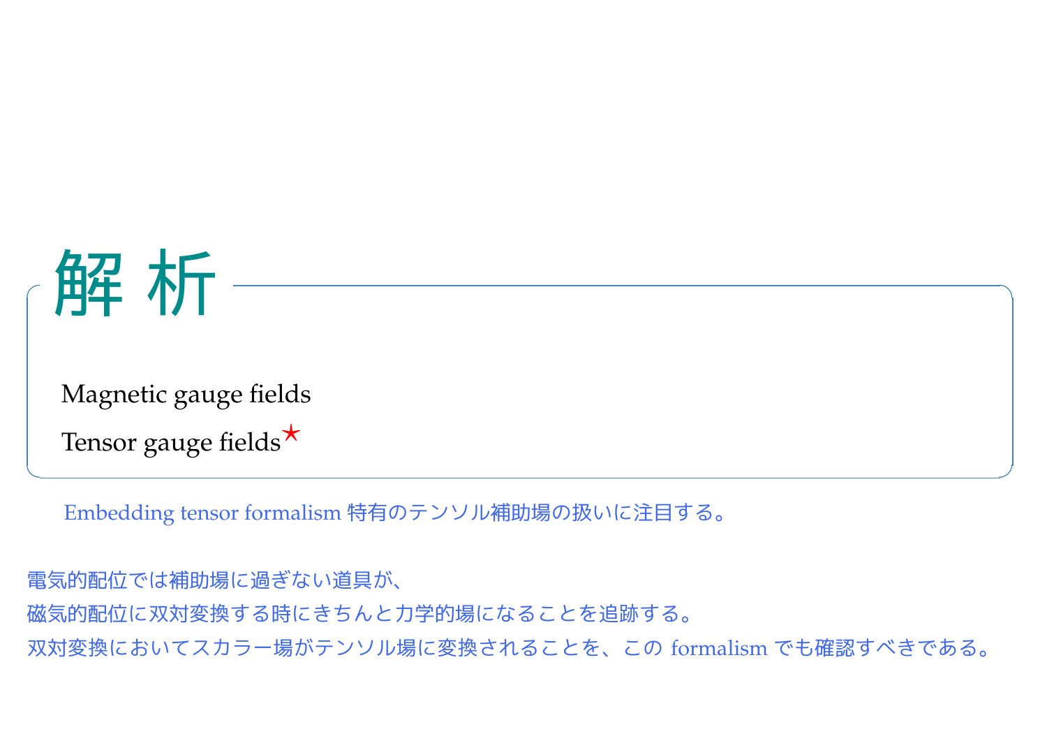# 解析

Magnetic gauge fields

Tensor gauge fields★

Embedding tensor formalism 特有のテンソル補助場の扱いに注目する。

電気的配位では補助場に過ぎない道具が、
磁気的配位に双対変換する時にきちんと力学的場になることを追跡する。
双対変換においてスカラー場がテンソル場に変換されることを、この formalism でも確認すべきである。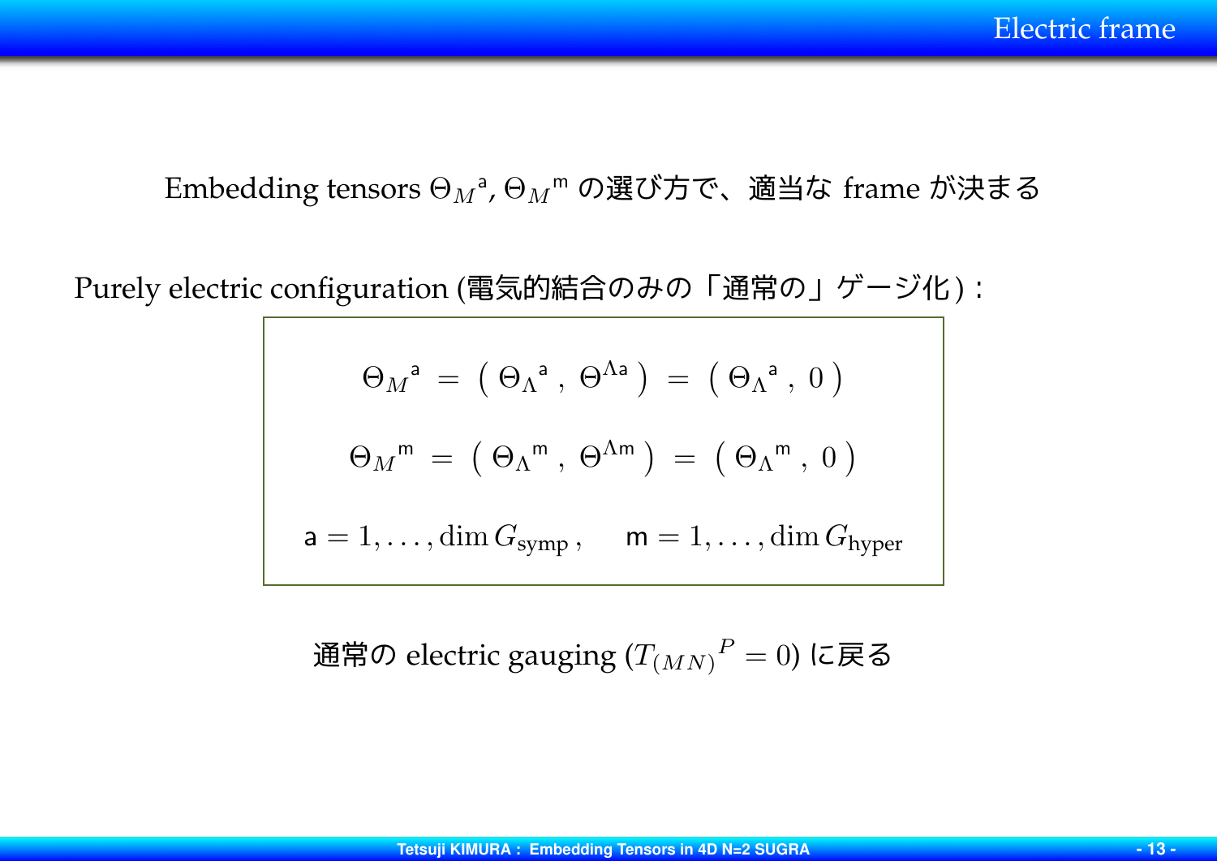# Electric frame

Embedding tensors $\Theta_M{}^{\mathsf{a}}$, $\Theta_M{}^{\mathsf{m}}$ の選び方で、適当な frame が決まる

Purely electric configuration (電気的結合のみの「通常の」ゲージ化)：

$$\Theta_M{}^{\mathsf{a}} \; = \; \big( \, \Theta_\Lambda{}^{\mathsf{a}} \, , \; \Theta^{\Lambda \mathsf{a}} \, \big) \; = \; \big( \, \Theta_\Lambda{}^{\mathsf{a}} \, , \; 0 \, \big)$$

$$\Theta_M{}^{\mathsf{m}} \; = \; \big( \, \Theta_\Lambda{}^{\mathsf{m}} \, , \; \Theta^{\Lambda \mathsf{m}} \, \big) \; = \; \big( \, \Theta_\Lambda{}^{\mathsf{m}} \, , \; 0 \, \big)$$

$$\mathsf{a} = 1, \ldots, \dim G_{\text{symp}} \, , \qquad \mathsf{m} = 1, \ldots, \dim G_{\text{hyper}}$$

通常の electric gauging ($T_{(MN)}{}^P = 0$) に戻る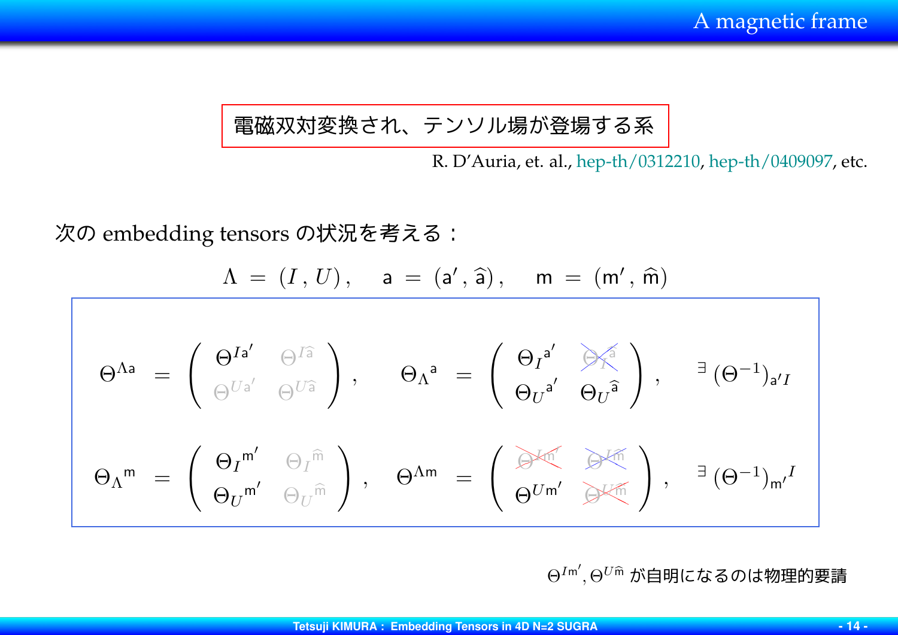## A magnetic frame

**電磁双対変換され、テンソル場が登場する系**

R. D'Auria, et. al., hep-th/0312210, hep-th/0409097, etc.

次の embedding tensors の状況を考える：

$$\Lambda = (I, U), \quad \mathsf{a} = (\mathsf{a}', \widehat{\mathsf{a}}), \quad \mathsf{m} = (\mathsf{m}', \widehat{\mathsf{m}})$$

$$\Theta^{\Lambda \mathsf{a}} = \begin{pmatrix} \Theta^{I\mathsf{a}'} & \Theta^{I\widehat{\mathsf{a}}} \\ \Theta^{U\mathsf{a}'} & \Theta^{U\widehat{\mathsf{a}}} \end{pmatrix}, \quad \Theta_{\Lambda}{}^{\mathsf{a}} = \begin{pmatrix} \Theta_I{}^{\mathsf{a}'} & \cancel{\Theta_I{}^{\widehat{\mathsf{a}}}} \\ \Theta_U{}^{\mathsf{a}'} & \Theta_U{}^{\widehat{\mathsf{a}}} \end{pmatrix}, \quad \exists \, (\Theta^{-1})_{\mathsf{a}'I}$$

$$\Theta_{\Lambda}{}^{\mathsf{m}} = \begin{pmatrix} \Theta_I{}^{\mathsf{m}'} & \Theta_I{}^{\widehat{\mathsf{m}}} \\ \Theta_U{}^{\mathsf{m}'} & \Theta_U{}^{\widehat{\mathsf{m}}} \end{pmatrix}, \quad \Theta^{\Lambda \mathsf{m}} = \begin{pmatrix} \cancel{\Theta^{I\mathsf{m}'}} & \cancel{\Theta^{I\widehat{\mathsf{m}}}} \\ \Theta^{U\mathsf{m}'} & \cancel{\Theta^{U\widehat{\mathsf{m}}}} \end{pmatrix}, \quad \exists \, (\Theta^{-1})_{\mathsf{m}'}{}^{I}$$

$\Theta^{I\mathsf{m}'}, \Theta^{U\widehat{\mathsf{m}}}$ が自明になるのは物理的要請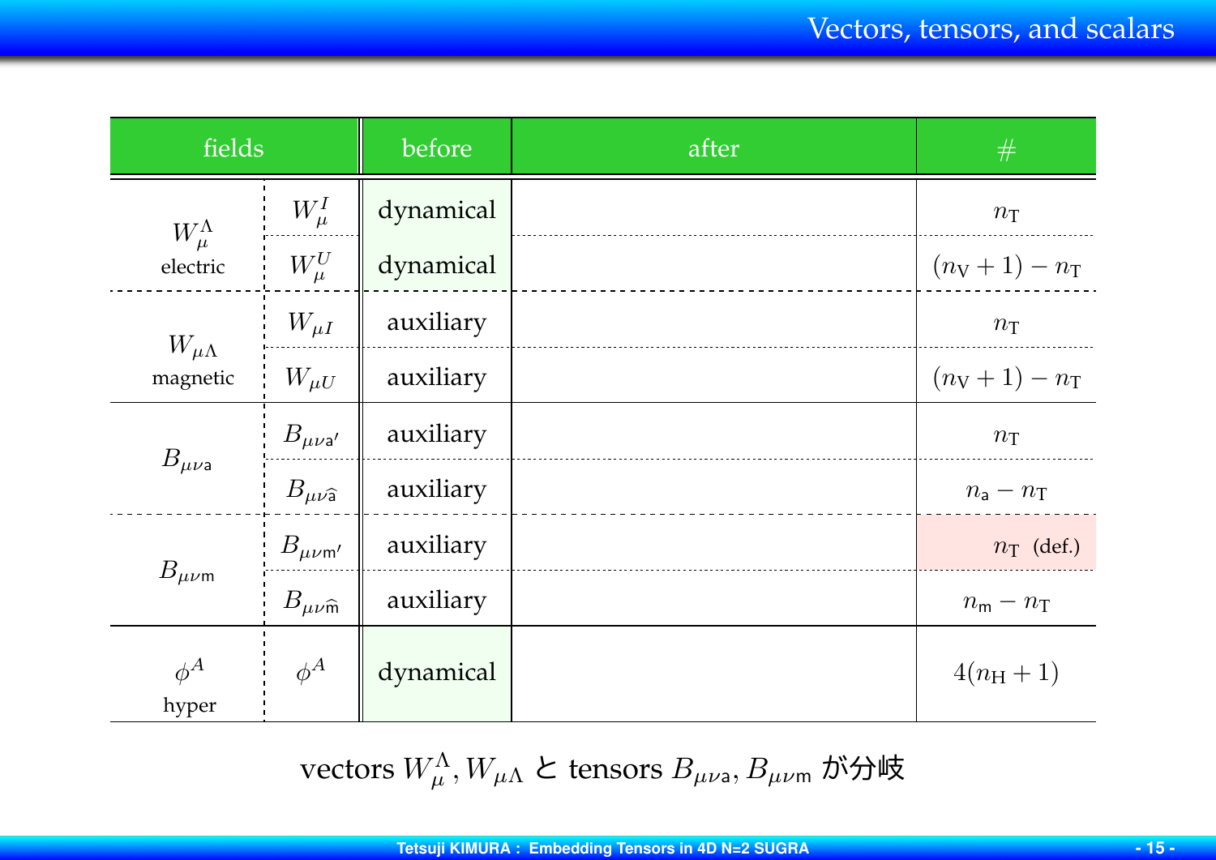# Vectors, tensors, and scalars

| fields | | before | after | # |
|---|---|---|---|---|
| $W_\mu^\Lambda$ electric | $W_\mu^I$ | dynamical | | $n_{\rm T}$ |
| | $W_\mu^U$ | dynamical | | $(n_{\rm V}+1)-n_{\rm T}$ |
| $W_{\mu\Lambda}$ magnetic | $W_{\mu I}$ | auxiliary | | $n_{\rm T}$ |
| | $W_{\mu U}$ | auxiliary | | $(n_{\rm V}+1)-n_{\rm T}$ |
| $B_{\mu\nu\mathsf{a}}$ | $B_{\mu\nu\mathsf{a}'}$ | auxiliary | | $n_{\rm T}$ |
| | $B_{\mu\nu\widehat{\mathsf{a}}}$ | auxiliary | | $n_{\mathsf{a}}-n_{\rm T}$ |
| $B_{\mu\nu\mathsf{m}}$ | $B_{\mu\nu\mathsf{m}'}$ | auxiliary | | $n_{\rm T}$ (def.) |
| | $B_{\mu\nu\widehat{\mathsf{m}}}$ | auxiliary | | $n_{\mathsf{m}}-n_{\rm T}$ |
| $\phi^A$ hyper | $\phi^A$ | dynamical | | $4(n_{\rm H}+1)$ |

vectors $W_\mu^\Lambda, W_{\mu\Lambda}$ と tensors $B_{\mu\nu\mathsf{a}}, B_{\mu\nu\mathsf{m}}$ が分岐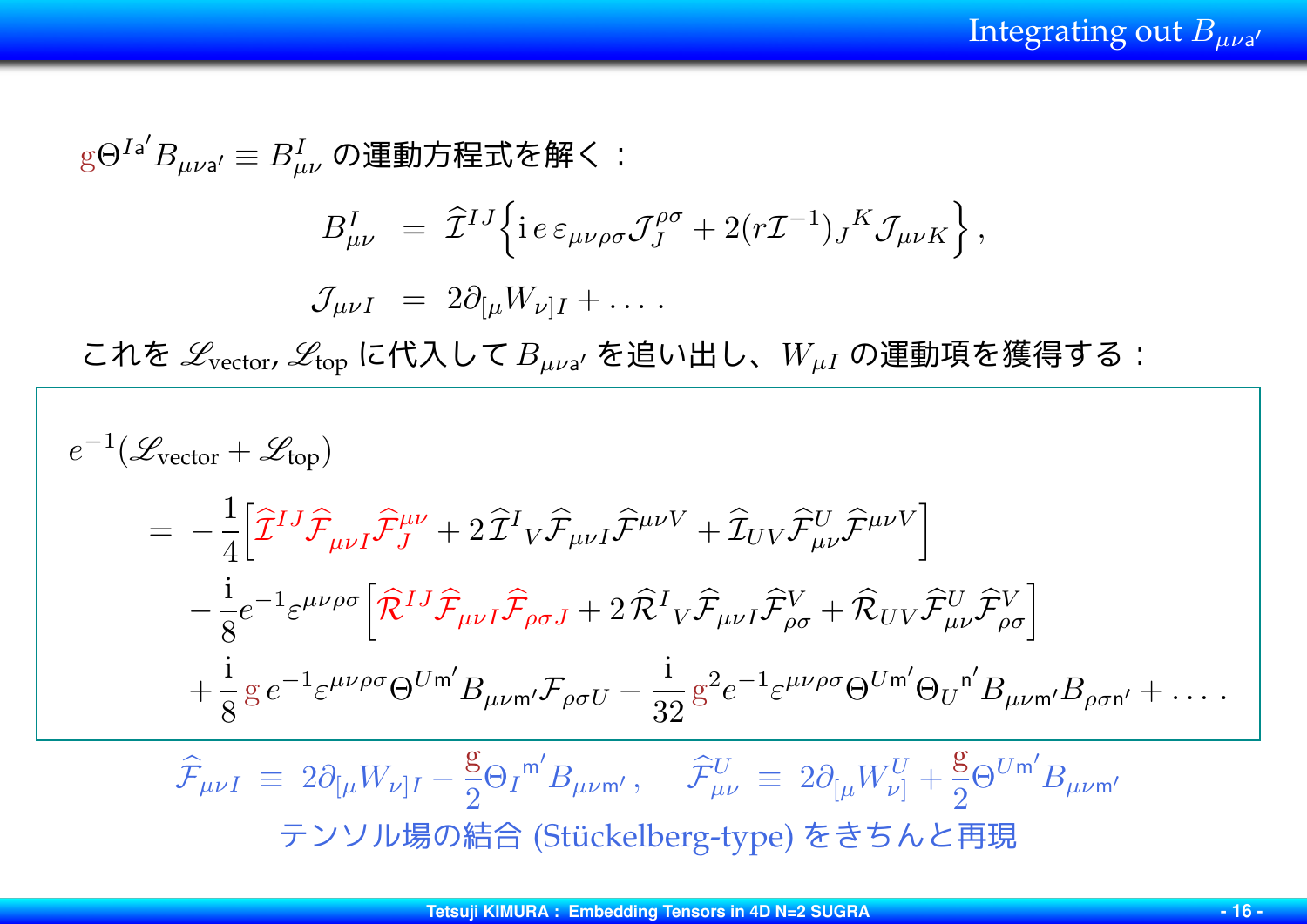# Integrating out $B_{\mu\nu \mathsf{a}'}$

$\mathrm{g}\Theta^{I\mathsf{a}'} B_{\mu\nu\mathsf{a}'} \equiv B^I_{\mu\nu}$ の運動方程式を解く：

$$
\begin{aligned}
B^I_{\mu\nu} &= \widehat{\mathcal{I}}^{IJ} \Big\{ \mathrm{i}\, e\, \varepsilon_{\mu\nu\rho\sigma} \mathcal{J}^{\rho\sigma}_J + 2 (r \mathcal{I}^{-1})_J{}^K \mathcal{J}_{\mu\nu K} \Big\} \,, \\
\mathcal{J}_{\mu\nu I} &= 2 \partial_{[\mu} W_{\nu]I} + \ldots \,.
\end{aligned}
$$

これを $\mathscr{L}_{\text{vector}}$, $\mathscr{L}_{\text{top}}$ に代入して $B_{\mu\nu\mathsf{a}'}$ を追い出し、$W_{\mu I}$ の運動項を獲得する：

$$
\begin{aligned}
& e^{-1} (\mathscr{L}_{\text{vector}} + \mathscr{L}_{\text{top}}) \\
&= -\frac{1}{4} \Big[ \widehat{\mathcal{I}}^{IJ} \widehat{\mathcal{F}}_{\mu\nu I} \widehat{\mathcal{F}}^{\mu\nu}_J + 2\, \widehat{\mathcal{I}}^I{}_V \widehat{\mathcal{F}}_{\mu\nu I} \widehat{\mathcal{F}}^{\mu\nu V} + \widehat{\mathcal{I}}_{UV} \widehat{\mathcal{F}}^U_{\mu\nu} \widehat{\mathcal{F}}^{\mu\nu V} \Big] \\
&\quad - \frac{\mathrm{i}}{8} e^{-1} \varepsilon^{\mu\nu\rho\sigma} \Big[ \widehat{\mathcal{R}}^{IJ} \widehat{\mathcal{F}}_{\mu\nu I} \widehat{\mathcal{F}}_{\rho\sigma J} + 2\, \widehat{\mathcal{R}}^I{}_V \widehat{\mathcal{F}}_{\mu\nu I} \widehat{\mathcal{F}}^V_{\rho\sigma} + \widehat{\mathcal{R}}_{UV} \widehat{\mathcal{F}}^U_{\mu\nu} \widehat{\mathcal{F}}^V_{\rho\sigma} \Big] \\
&\quad + \frac{\mathrm{i}}{8} \mathrm{g}\, e^{-1} \varepsilon^{\mu\nu\rho\sigma} \Theta^{U\mathsf{m}'} B_{\mu\nu\mathsf{m}'} \mathcal{F}_{\rho\sigma U} - \frac{\mathrm{i}}{32} \mathrm{g}^2 e^{-1} \varepsilon^{\mu\nu\rho\sigma} \Theta^{U\mathsf{m}'} \Theta_U{}^{\mathsf{n}'} B_{\mu\nu\mathsf{m}'} B_{\rho\sigma\mathsf{n}'} + \ldots \,.
\end{aligned}
$$

$$
\widehat{\mathcal{F}}_{\mu\nu I} \equiv 2 \partial_{[\mu} W_{\nu]I} - \frac{\mathrm{g}}{2} \Theta_I{}^{\mathsf{m}'} B_{\mu\nu\mathsf{m}'} \,, \qquad \widehat{\mathcal{F}}^U_{\mu\nu} \equiv 2 \partial_{[\mu} W^U_{\nu]} + \frac{\mathrm{g}}{2} \Theta^{U\mathsf{m}'} B_{\mu\nu\mathsf{m}'}
$$

テンソル場の結合 (Stückelberg-type) をきちんと再現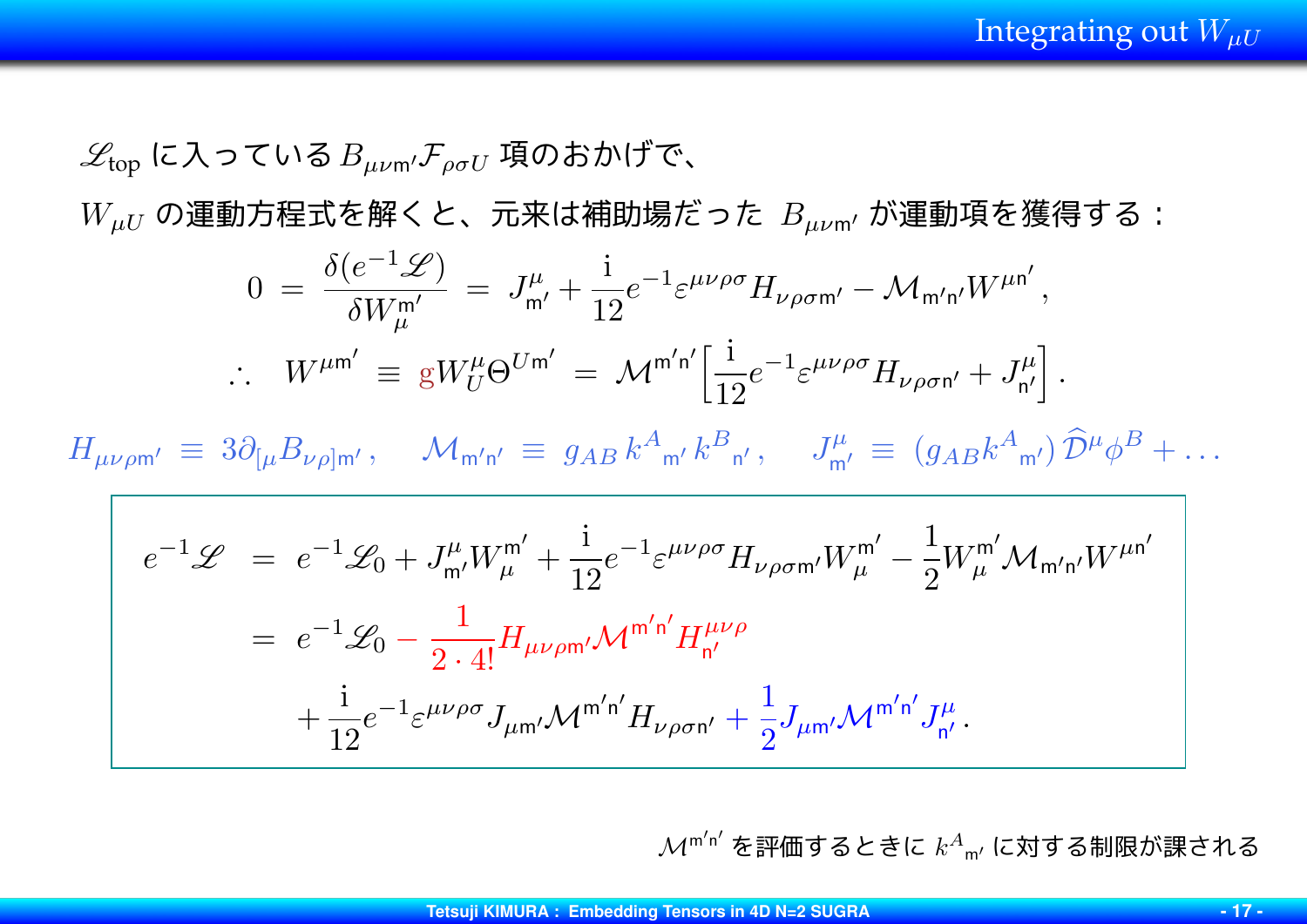# Integrating out $W_{\mu U}$

$\mathscr{L}_{\rm top}$ に入っている $B_{\mu\nu \mathsf{m}'}\mathcal{F}_{\rho\sigma U}$ 項のおかげで、

$W_{\mu U}$ の運動方程式を解くと、元来は補助場だった $B_{\mu\nu \mathsf{m}'}$ が運動項を獲得する：

$$0 \;=\; \frac{\delta(e^{-1}\mathscr{L})}{\delta W_{\mu}^{\mathsf{m}'}} \;=\; J_{\mathsf{m}'}^{\mu} + \frac{\rm i}{12} e^{-1} \varepsilon^{\mu\nu\rho\sigma} H_{\nu\rho\sigma \mathsf{m}'} - \mathcal{M}_{\mathsf{m}'\mathsf{n}'} W^{\mu \mathsf{n}'} \, ,$$

$$\therefore \quad W^{\mu \mathsf{m}'} \;\equiv\; {\rm g} W_{U}^{\mu} \Theta^{U \mathsf{m}'} \;=\; \mathcal{M}^{\mathsf{m}'\mathsf{n}'} \Big[ \frac{\rm i}{12} e^{-1} \varepsilon^{\mu\nu\rho\sigma} H_{\nu\rho\sigma \mathsf{n}'} + J_{\mathsf{n}'}^{\mu} \Big] \, .$$

$$H_{\mu\nu\rho \mathsf{m}'} \;\equiv\; 3 \partial_{[\mu} B_{\nu\rho] \mathsf{m}'} \, , \quad \mathcal{M}_{\mathsf{m}'\mathsf{n}'} \;\equiv\; g_{AB}\, k^{A}{}_{\mathsf{m}'}\, k^{B}{}_{\mathsf{n}'} \, , \quad J_{\mathsf{m}'}^{\mu} \;\equiv\; (g_{AB} k^{A}{}_{\mathsf{m}'})\, \widehat{\mathcal{D}}^{\mu} \phi^{B} + \ldots$$

$$\begin{aligned}
e^{-1}\mathscr{L} \;&=\; e^{-1}\mathscr{L}_0 + J_{\mathsf{m}'}^{\mu} W_{\mu}^{\mathsf{m}'} + \frac{\rm i}{12} e^{-1} \varepsilon^{\mu\nu\rho\sigma} H_{\nu\rho\sigma \mathsf{m}'} W_{\mu}^{\mathsf{m}'} - \frac{1}{2} W_{\mu}^{\mathsf{m}'} \mathcal{M}_{\mathsf{m}'\mathsf{n}'} W^{\mu \mathsf{n}'} \\
&=\; e^{-1}\mathscr{L}_0 - \frac{1}{2 \cdot 4!} H_{\mu\nu\rho \mathsf{m}'} \mathcal{M}^{\mathsf{m}'\mathsf{n}'} H_{\mathsf{n}'}^{\mu\nu\rho} \\
&\quad + \frac{\rm i}{12} e^{-1} \varepsilon^{\mu\nu\rho\sigma} J_{\mu \mathsf{m}'} \mathcal{M}^{\mathsf{m}'\mathsf{n}'} H_{\nu\rho\sigma \mathsf{n}'} + \frac{1}{2} J_{\mu \mathsf{m}'} \mathcal{M}^{\mathsf{m}'\mathsf{n}'} J_{\mathsf{n}'}^{\mu} \, .
\end{aligned}$$

$\mathcal{M}^{\mathsf{m}'\mathsf{n}'}$ を評価するときに $k^{A}{}_{\mathsf{m}'}$ に対する制限が課される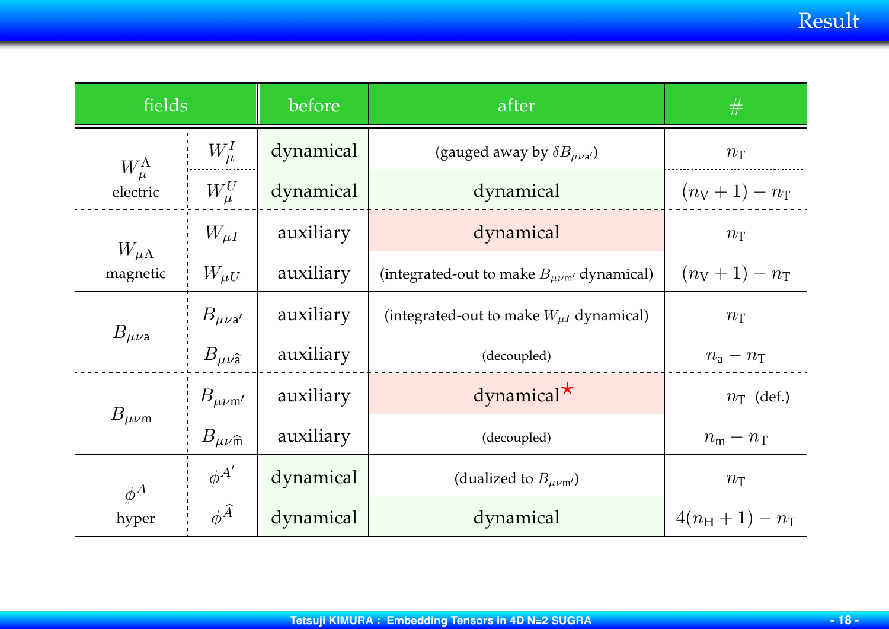## Result

| fields | | before | after | # |
|---|---|---|---|---|
| $W_\mu^\Lambda$ electric | $W_\mu^I$ | dynamical | (gauged away by $\delta B_{\mu\nu\mathsf{a}'}$) | $n_{\rm T}$ |
| | $W_\mu^U$ | dynamical | dynamical | $(n_{\rm V}+1)-n_{\rm T}$ |
| $W_{\mu\Lambda}$ magnetic | $W_{\mu I}$ | auxiliary | dynamical | $n_{\rm T}$ |
| | $W_{\mu U}$ | auxiliary | (integrated-out to make $B_{\mu\nu\mathsf{m}'}$ dynamical) | $(n_{\rm V}+1)-n_{\rm T}$ |
| $B_{\mu\nu\mathsf{a}}$ | $B_{\mu\nu\mathsf{a}'}$ | auxiliary | (integrated-out to make $W_{\mu I}$ dynamical) | $n_{\rm T}$ |
| | $B_{\mu\nu\widehat{\mathsf{a}}}$ | auxiliary | (decoupled) | $n_{\mathsf{a}}-n_{\rm T}$ |
| $B_{\mu\nu\mathsf{m}}$ | $B_{\mu\nu\mathsf{m}'}$ | auxiliary | dynamical★ | $n_{\rm T}$ (def.) |
| | $B_{\mu\nu\widehat{\mathsf{m}}}$ | auxiliary | (decoupled) | $n_{\mathsf{m}}-n_{\rm T}$ |
| $\phi^A$ hyper | $\phi^{A'}$ | dynamical | (dualized to $B_{\mu\nu\mathsf{m}'}$) | $n_{\rm T}$ |
| | $\phi^{\widehat{A}}$ | dynamical | dynamical | $4(n_{\rm H}+1)-n_{\rm T}$ |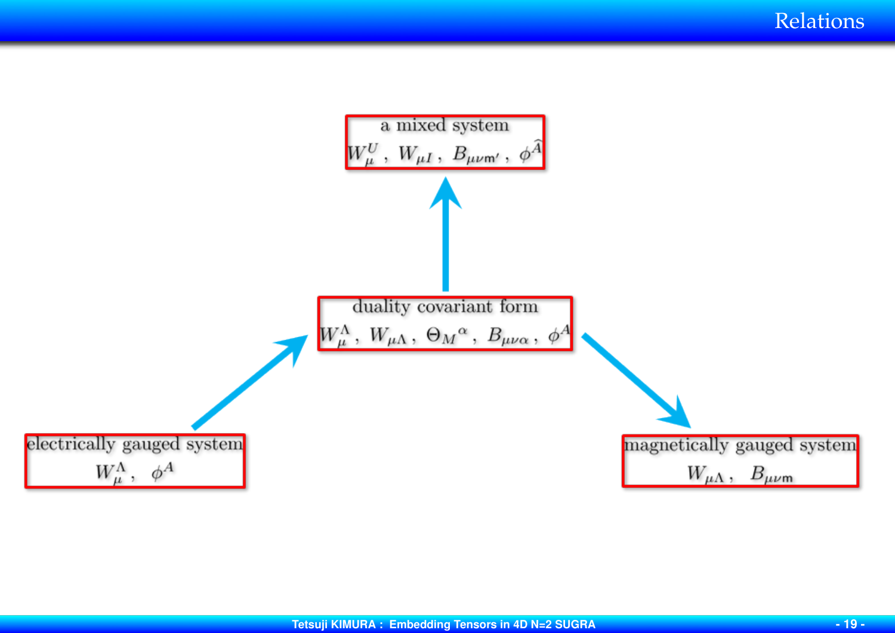# Relations

**a mixed system**

$W_\mu^U$ , $W_{\mu I}$ , $B_{\mu\nu \mathsf{m}'}$ , $\phi^{\widehat{A}}$

↑

**duality covariant form**

$W_\mu^\Lambda$ , $W_{\mu\Lambda}$ , $\Theta_M{}^\alpha$ , $B_{\mu\nu\alpha}$ , $\phi^A$

↗ ↘

**electrically gauged system**

$W_\mu^\Lambda$ , $\phi^A$

**magnetically gauged system**

$W_{\mu\Lambda}$ , $B_{\mu\nu \mathsf{m}}$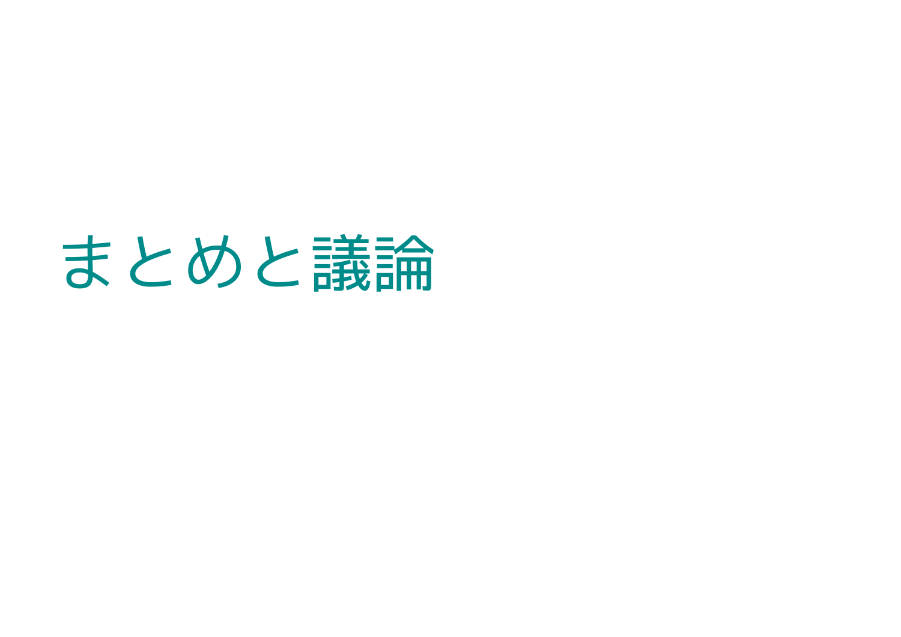# まとめと議論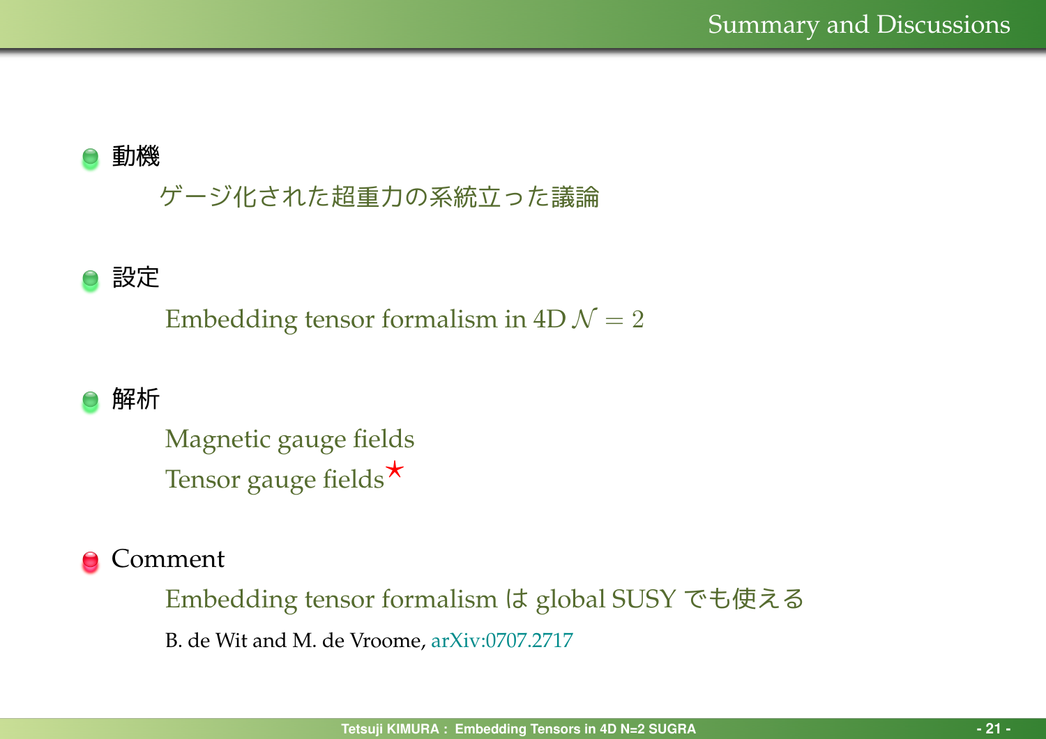## Summary and Discussions

- 動機

  ゲージ化された超重力の系統立った議論

- 設定

  Embedding tensor formalism in 4D $\mathcal{N} = 2$

- 解析

  Magnetic gauge fields

  Tensor gauge fields★

- Comment

  Embedding tensor formalism は global SUSY でも使える

  B. de Wit and M. de Vroome, arXiv:0707.2717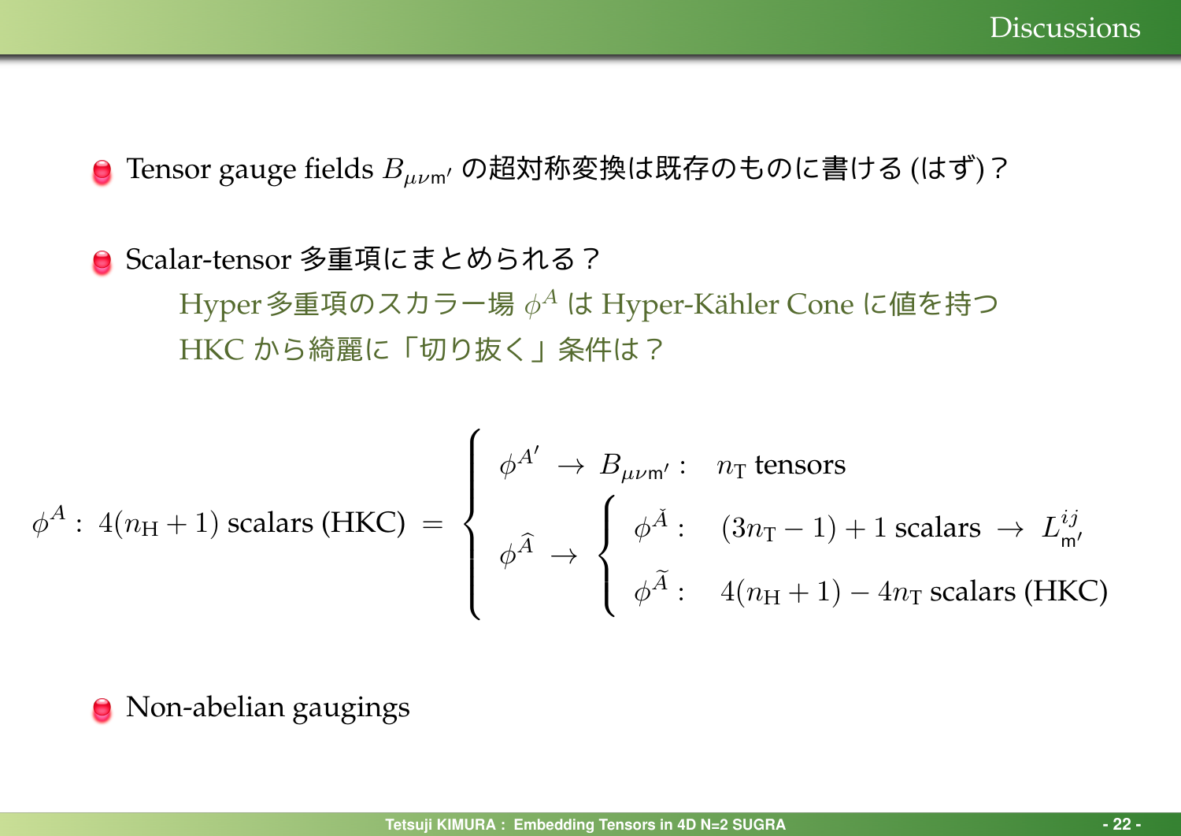# Discussions

- Tensor gauge fields $B_{\mu\nu \mathsf{m}'}$ の超対称変換は既存のものに書ける (はず)？

- Scalar-tensor 多重項にまとめられる？

  Hyper 多重項のスカラー場 $\phi^A$ は Hyper-Kähler Cone に値を持つ

  HKC から綺麗に「切り抜く」条件は？

$$
\phi^A : \ 4(n_{\rm H}+1) \text{ scalars (HKC)} \ = \left\{ \begin{array}{l} \phi^{A'} \ \to \ B_{\mu\nu \mathsf{m}'} : \quad n_{\rm T} \text{ tensors} \\ \phi^{\widehat{A}} \ \to \left\{ \begin{array}{ll} \phi^{\check{A}} : & (3n_{\rm T}-1)+1 \text{ scalars} \ \to \ L^{ij}_{\mathsf{m}'} \\ \phi^{\widetilde{A}} : & 4(n_{\rm H}+1) - 4n_{\rm T} \text{ scalars (HKC)} \end{array} \right. \end{array} \right.
$$

- Non-abelian gaugings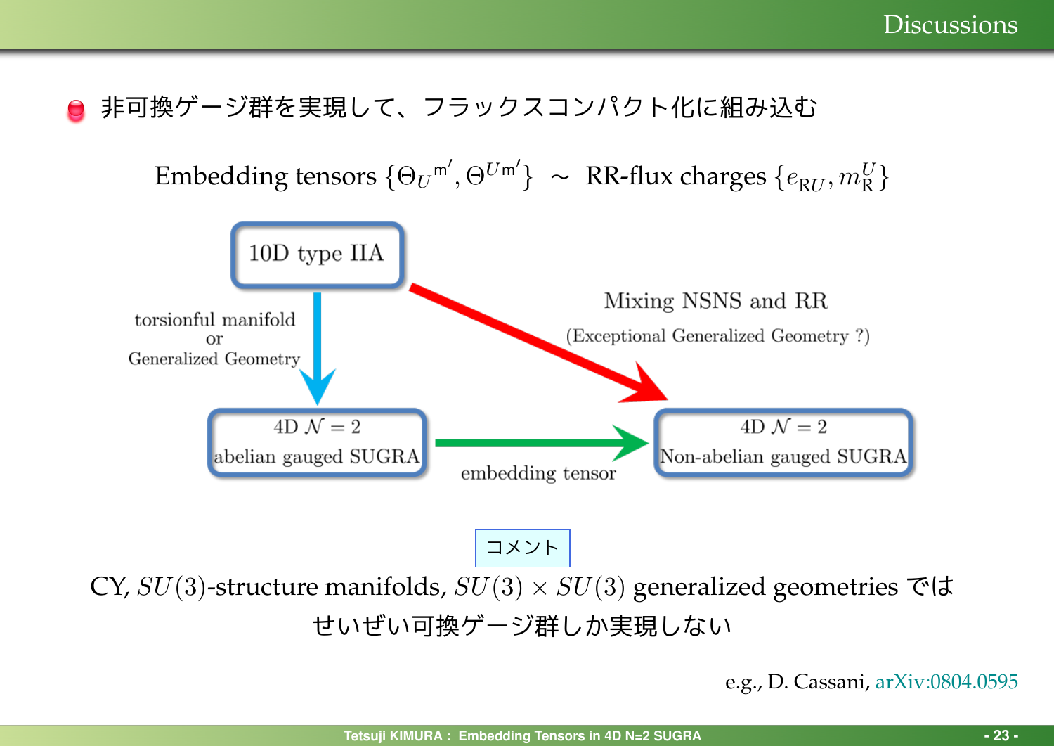# Discussions

- 非可換ゲージ群を実現して、フラックスコンパクト化に組み込む

$$\text{Embedding tensors } \{\Theta_U{}^{\mathsf{m}'}, \Theta^{U\mathsf{m}'}\} \ \sim\ \text{RR-flux charges } \{e_{\mathrm{R}U}, m_{\mathrm{R}}^U\}$$

10D type IIA

torsionful manifold or Generalized Geometry

Mixing NSNS and RR

(Exceptional Generalized Geometry ?)

4D $\mathcal{N}=2$ abelian gauged SUGRA

embedding tensor

4D $\mathcal{N}=2$ Non-abelian gauged SUGRA

コメント

CY, $SU(3)$-structure manifolds, $SU(3) \times SU(3)$ generalized geometries では

せいぜい可換ゲージ群しか実現しない

e.g., D. Cassani, arXiv:0804.0595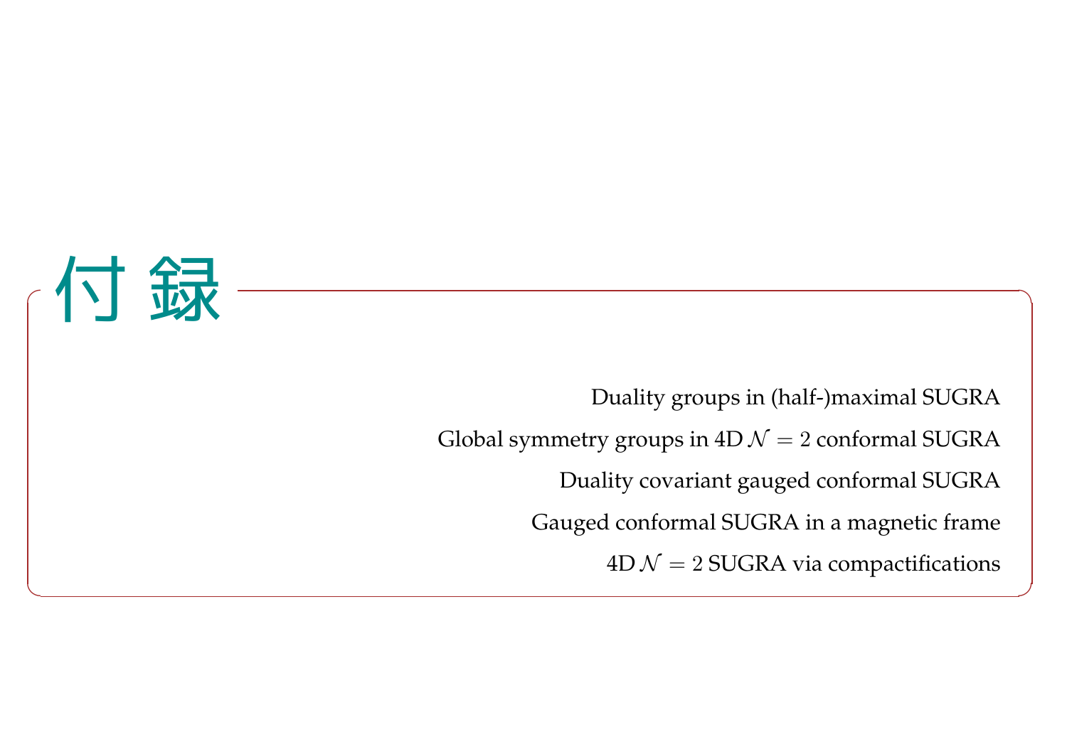# 付録

Duality groups in (half-)maximal SUGRA

Global symmetry groups in 4D $\mathcal{N}=2$ conformal SUGRA

Duality covariant gauged conformal SUGRA

Gauged conformal SUGRA in a magnetic frame

4D $\mathcal{N}=2$ SUGRA via compactifications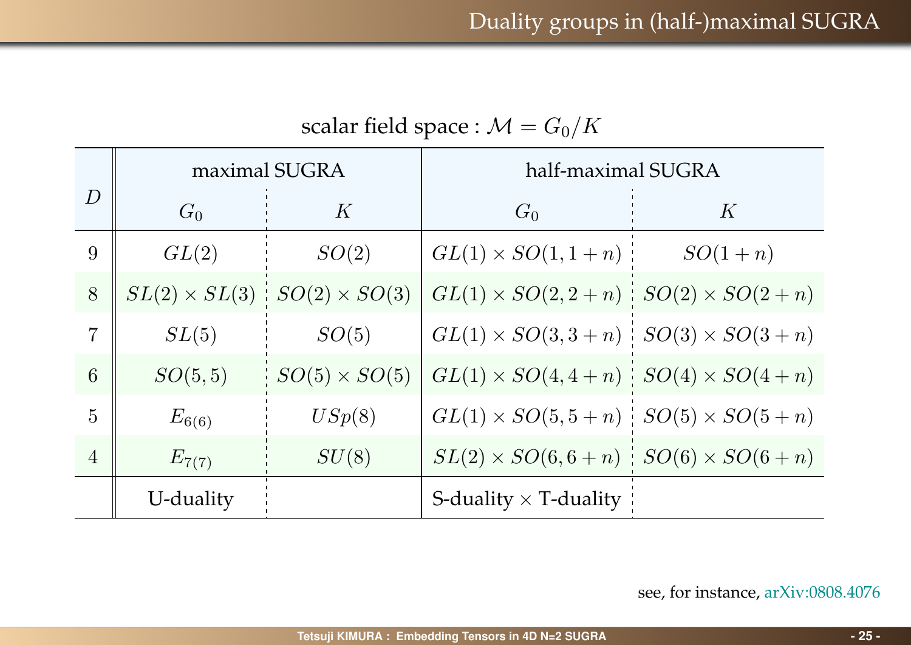# Duality groups in (half-)maximal SUGRA

scalar field space : $\mathcal{M} = G_0/K$

| $D$ | maximal SUGRA | | half-maximal SUGRA | |
|---|---|---|---|---|
| | $G_0$ | $K$ | $G_0$ | $K$ |
| 9 | $GL(2)$ | $SO(2)$ | $GL(1) \times SO(1,1+n)$ | $SO(1+n)$ |
| 8 | $SL(2) \times SL(3)$ | $SO(2) \times SO(3)$ | $GL(1) \times SO(2,2+n)$ | $SO(2) \times SO(2+n)$ |
| 7 | $SL(5)$ | $SO(5)$ | $GL(1) \times SO(3,3+n)$ | $SO(3) \times SO(3+n)$ |
| 6 | $SO(5,5)$ | $SO(5) \times SO(5)$ | $GL(1) \times SO(4,4+n)$ | $SO(4) \times SO(4+n)$ |
| 5 | $E_{6(6)}$ | $USp(8)$ | $GL(1) \times SO(5,5+n)$ | $SO(5) \times SO(5+n)$ |
| 4 | $E_{7(7)}$ | $SU(8)$ | $SL(2) \times SO(6,6+n)$ | $SO(6) \times SO(6+n)$ |
| | U-duality | | S-duality $\times$ T-duality | |

see, for instance, arXiv:0808.4076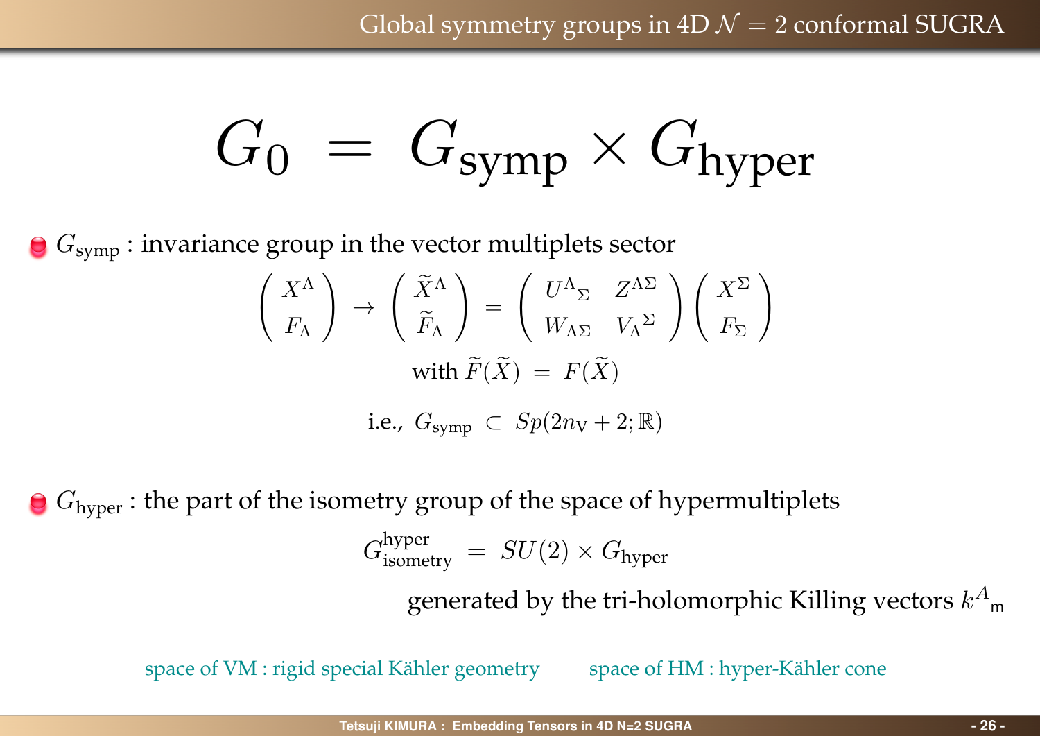# Global symmetry groups in 4D $\mathcal{N} = 2$ conformal SUGRA

$$G_0 \;=\; G_{\text{symp}} \times G_{\text{hyper}}$$

- $G_{\text{symp}}$ : invariance group in the vector multiplets sector

$$\begin{pmatrix} X^\Lambda \\ F_\Lambda \end{pmatrix} \to \begin{pmatrix} \widetilde{X}^\Lambda \\ \widetilde{F}_\Lambda \end{pmatrix} = \begin{pmatrix} U^\Lambda{}_\Sigma & Z^{\Lambda\Sigma} \\ W_{\Lambda\Sigma} & V_\Lambda{}^\Sigma \end{pmatrix} \begin{pmatrix} X^\Sigma \\ F_\Sigma \end{pmatrix}$$

with $\widetilde{F}(\widetilde{X}) \;=\; F(\widetilde{X})$

i.e., $G_{\text{symp}} \;\subset\; Sp(2n_{\text{V}} + 2; \mathbb{R})$

- $G_{\text{hyper}}$ : the part of the isometry group of the space of hypermultiplets

$$G_{\text{isometry}}^{\text{hyper}} \;=\; SU(2) \times G_{\text{hyper}}$$

generated by the tri-holomorphic Killing vectors $k^A{}_{\mathsf{m}}$

space of VM : rigid special Kähler geometry

space of HM : hyper-Kähler cone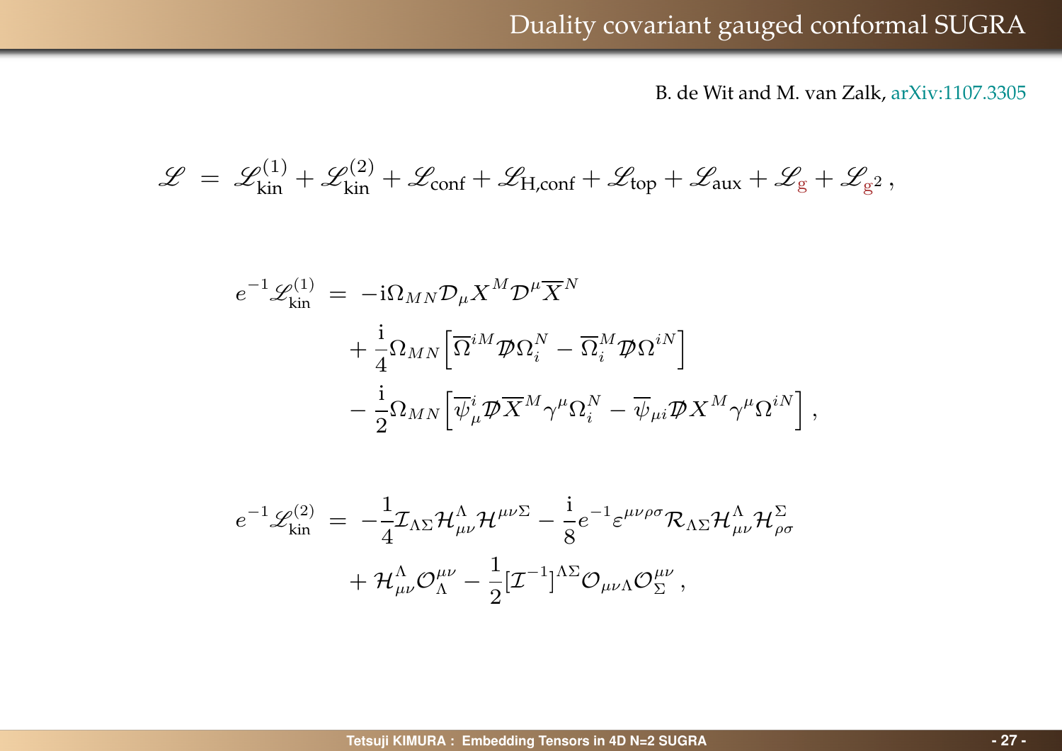# Duality covariant gauged conformal SUGRA

B. de Wit and M. van Zalk, arXiv:1107.3305

$$\mathscr{L} \;=\; \mathscr{L}_{\rm kin}^{(1)} + \mathscr{L}_{\rm kin}^{(2)} + \mathscr{L}_{\rm conf} + \mathscr{L}_{\rm H,conf} + \mathscr{L}_{\rm top} + \mathscr{L}_{\rm aux} + \mathscr{L}_{\rm g} + \mathscr{L}_{\rm g^2}\,,$$

$$\begin{aligned}
e^{-1}\mathscr{L}_{\rm kin}^{(1)} \;=\; & -{\rm i}\Omega_{MN}\mathcal{D}_\mu X^M \mathcal{D}^\mu \overline{X}^N \\
& + \frac{\rm i}{4}\Omega_{MN}\Big[\overline{\Omega}^{iM}\not{\mathcal{D}}\Omega_i^N - \overline{\Omega}_i^M \not{\mathcal{D}}\Omega^{iN}\Big] \\
& - \frac{\rm i}{2}\Omega_{MN}\Big[\overline{\psi}_\mu^i \not{\mathcal{D}}\overline{X}^M \gamma^\mu \Omega_i^N - \overline{\psi}_{\mu i}\not{\mathcal{D}} X^M \gamma^\mu \Omega^{iN}\Big]\,,
\end{aligned}$$

$$\begin{aligned}
e^{-1}\mathscr{L}_{\rm kin}^{(2)} \;=\; & -\frac{1}{4}\mathcal{I}_{\Lambda\Sigma}\mathcal{H}_{\mu\nu}^{\Lambda}\mathcal{H}^{\mu\nu\Sigma} - \frac{\rm i}{8}e^{-1}\varepsilon^{\mu\nu\rho\sigma}\mathcal{R}_{\Lambda\Sigma}\mathcal{H}_{\mu\nu}^{\Lambda}\mathcal{H}_{\rho\sigma}^{\Sigma} \\
& + \mathcal{H}_{\mu\nu}^{\Lambda}\mathcal{O}_{\Lambda}^{\mu\nu} - \frac{1}{2}[\mathcal{I}^{-1}]^{\Lambda\Sigma}\mathcal{O}_{\mu\nu\Lambda}\mathcal{O}_{\Sigma}^{\mu\nu}\,,
\end{aligned}$$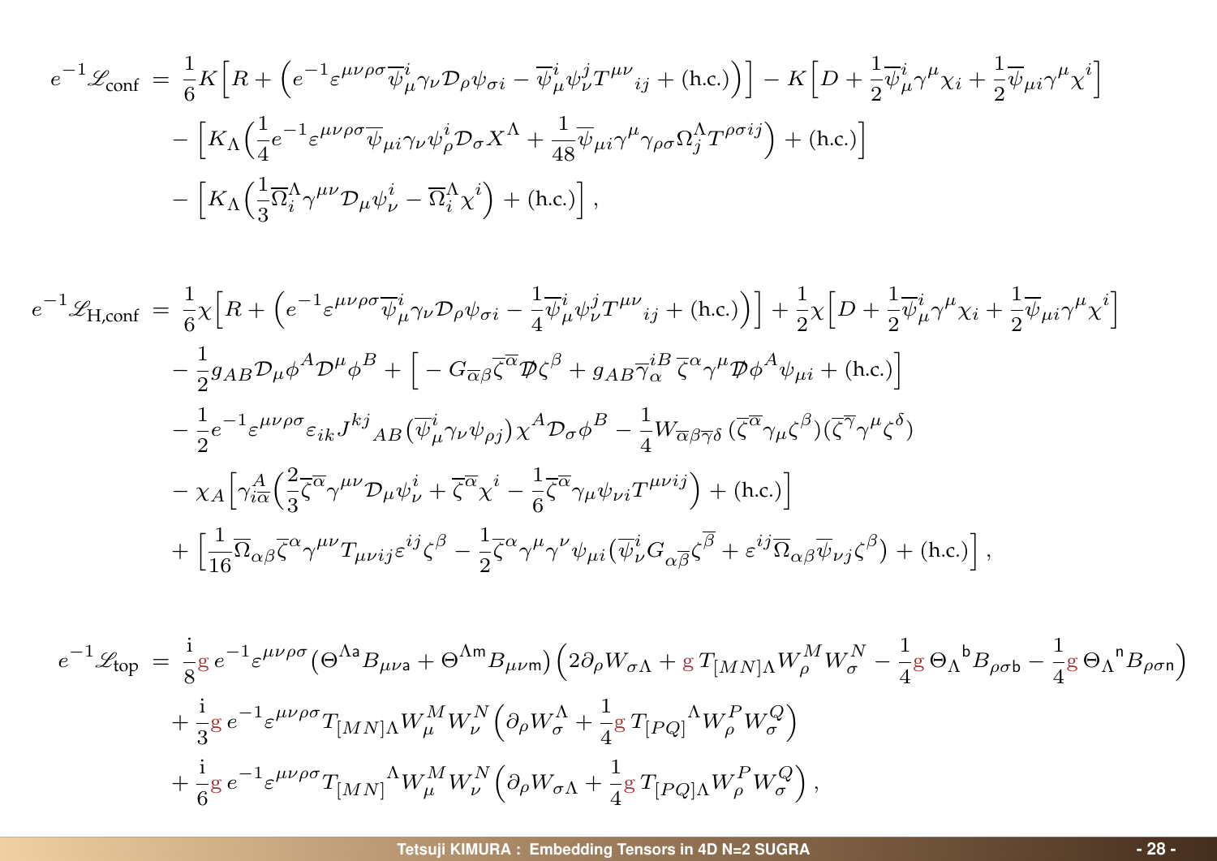$$
\begin{aligned}
e^{-1}\mathscr{L}_{\rm conf} \;=\; & \frac{1}{6}K\Big[R + \Big(e^{-1}\varepsilon^{\mu\nu\rho\sigma}\overline{\psi}{}^i_\mu\gamma_\nu\mathcal{D}_\rho\psi_{\sigma i} - \overline{\psi}{}^i_\mu\psi^j_\nu T^{\mu\nu}{}_{ij} + (\text{h.c.})\Big)\Big] - K\Big[D + \frac{1}{2}\overline{\psi}{}^i_\mu\gamma^\mu\chi_i + \frac{1}{2}\overline{\psi}_{\mu i}\gamma^\mu\chi^i\Big] \\
& - \Big[K_\Lambda\Big(\frac{1}{4}e^{-1}\varepsilon^{\mu\nu\rho\sigma}\overline{\psi}_{\mu i}\gamma_\nu\psi^i_\rho\mathcal{D}_\sigma X^\Lambda + \frac{1}{48}\overline{\psi}_{\mu i}\gamma^\mu\gamma_{\rho\sigma}\Omega^\Lambda_j T^{\rho\sigma ij}\Big) + (\text{h.c.})\Big] \\
& - \Big[K_\Lambda\Big(\frac{1}{3}\overline{\Omega}{}^\Lambda_i\gamma^{\mu\nu}\mathcal{D}_\mu\psi^i_\nu - \overline{\Omega}{}^\Lambda_i\chi^i\Big) + (\text{h.c.})\Big]\,,
\end{aligned}
$$

$$
\begin{aligned}
e^{-1}\mathscr{L}_{\rm H,conf} \;=\; & \frac{1}{6}\chi\Big[R + \Big(e^{-1}\varepsilon^{\mu\nu\rho\sigma}\overline{\psi}{}^i_\mu\gamma_\nu\mathcal{D}_\rho\psi_{\sigma i} - \frac{1}{4}\overline{\psi}{}^i_\mu\psi^j_\nu T^{\mu\nu}{}_{ij} + (\text{h.c.})\Big)\Big] + \frac{1}{2}\chi\Big[D + \frac{1}{2}\overline{\psi}{}^i_\mu\gamma^\mu\chi_i + \frac{1}{2}\overline{\psi}_{\mu i}\gamma^\mu\chi^i\Big] \\
& - \frac{1}{2}g_{AB}\mathcal{D}_\mu\phi^A\mathcal{D}^\mu\phi^B + \Big[-G_{\overline{\alpha}\beta}\overline{\zeta}{}^{\overline{\alpha}}\not{\mathcal{D}}\zeta^\beta + g_{AB}\overline{\gamma}{}^{iB}_\alpha\,\overline{\zeta}{}^\alpha\gamma^\mu\not{\mathcal{D}}\phi^A\psi_{\mu i} + (\text{h.c.})\Big] \\
& - \frac{1}{2}e^{-1}\varepsilon^{\mu\nu\rho\sigma}\varepsilon_{ik}J^{kj}{}_{AB}\big(\overline{\psi}{}^i_\mu\gamma_\nu\psi_{\rho j}\big)\chi^A\mathcal{D}_\sigma\phi^B - \frac{1}{4}W_{\overline{\alpha}\beta\overline{\gamma}\delta}\,(\overline{\zeta}{}^{\overline{\alpha}}\gamma_\mu\zeta^\beta)(\overline{\zeta}{}^{\overline{\gamma}}\gamma^\mu\zeta^\delta) \\
& - \chi_A\Big[\gamma^A_{i\overline{\alpha}}\Big(\frac{2}{3}\overline{\zeta}{}^{\overline{\alpha}}\gamma^{\mu\nu}\mathcal{D}_\mu\psi^i_\nu + \overline{\zeta}{}^{\overline{\alpha}}\chi^i - \frac{1}{6}\overline{\zeta}{}^{\overline{\alpha}}\gamma_\mu\psi_{\nu i}T^{\mu\nu ij}\Big) + (\text{h.c.})\Big] \\
& + \Big[\frac{1}{16}\overline{\Omega}_{\alpha\beta}\overline{\zeta}{}^\alpha\gamma^{\mu\nu}T_{\mu\nu ij}\varepsilon^{ij}\zeta^\beta - \frac{1}{2}\overline{\zeta}{}^\alpha\gamma^\mu\gamma^\nu\psi_{\mu i}\big(\overline{\psi}{}^i_\nu G_{\alpha\overline{\beta}}\zeta^{\overline{\beta}} + \varepsilon^{ij}\overline{\Omega}_{\alpha\beta}\overline{\psi}_{\nu j}\zeta^\beta\big) + (\text{h.c.})\Big]\,,
\end{aligned}
$$

$$
\begin{aligned}
e^{-1}\mathscr{L}_{\rm top} \;=\; & \frac{\mathrm{i}}{8}\mathrm{g}\,e^{-1}\varepsilon^{\mu\nu\rho\sigma}\big(\Theta^{\Lambda\mathsf{a}}B_{\mu\nu\mathsf{a}} + \Theta^{\Lambda\mathsf{m}}B_{\mu\nu\mathsf{m}}\big)\Big(2\partial_\rho W_{\sigma\Lambda} + \mathrm{g}\,T_{[MN]\Lambda}W^M_\rho W^N_\sigma - \frac{1}{4}\mathrm{g}\,\Theta_\Lambda{}^{\mathsf{b}}B_{\rho\sigma\mathsf{b}} - \frac{1}{4}\mathrm{g}\,\Theta_\Lambda{}^{\mathsf{n}}B_{\rho\sigma\mathsf{n}}\Big) \\
& + \frac{\mathrm{i}}{3}\mathrm{g}\,e^{-1}\varepsilon^{\mu\nu\rho\sigma}T_{[MN]\Lambda}W^M_\mu W^N_\nu\Big(\partial_\rho W^\Lambda_\sigma + \frac{1}{4}\mathrm{g}\,T_{[PQ]}{}^\Lambda W^P_\rho W^Q_\sigma\Big) \\
& + \frac{\mathrm{i}}{6}\mathrm{g}\,e^{-1}\varepsilon^{\mu\nu\rho\sigma}T_{[MN]}{}^\Lambda W^M_\mu W^N_\nu\Big(\partial_\rho W_{\sigma\Lambda} + \frac{1}{4}\mathrm{g}\,T_{[PQ]\Lambda}W^P_\rho W^Q_\sigma\Big)\,,
\end{aligned}
$$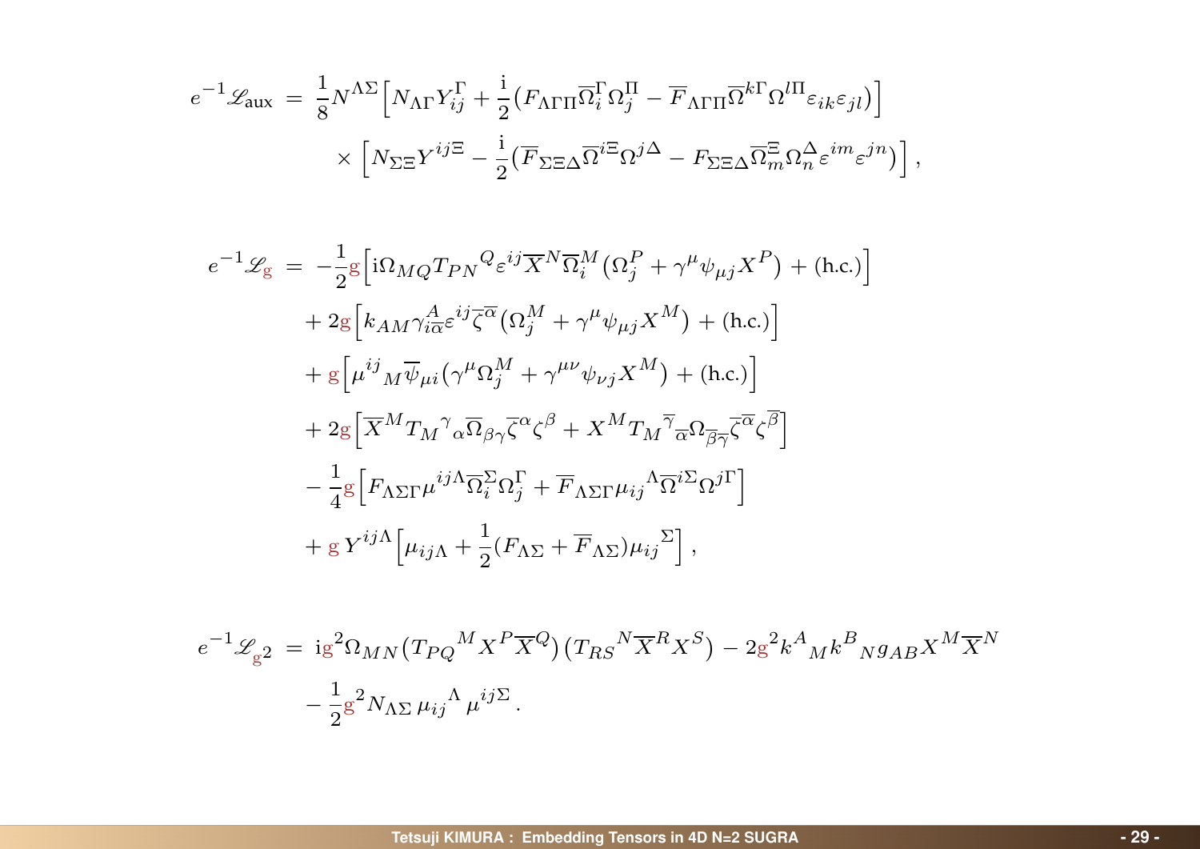$$
\begin{aligned}
e^{-1}\mathscr{L}_{\text{aux}} \;=\; & \frac{1}{8} N^{\Lambda\Sigma} \Big[ N_{\Lambda\Gamma} Y^{\Gamma}_{ij} + \frac{\mathrm{i}}{2} \big( F_{\Lambda\Gamma\Pi} \overline{\Omega}{}^{\Gamma}_{i} \Omega^{\Pi}_{j} - \overline{F}_{\Lambda\Gamma\Pi} \overline{\Omega}{}^{k\Gamma} \Omega^{l\Pi} \varepsilon_{ik} \varepsilon_{jl} \big) \Big] \\
& \times \Big[ N_{\Sigma\Xi} Y^{ij\Xi} - \frac{\mathrm{i}}{2} \big( \overline{F}_{\Sigma\Xi\Delta} \overline{\Omega}{}^{i\Xi} \Omega^{j\Delta} - F_{\Sigma\Xi\Delta} \overline{\Omega}{}^{\Xi}_{m} \Omega^{\Delta}_{n} \varepsilon^{im} \varepsilon^{jn} \big) \Big] \, ,
\end{aligned}
$$

$$
\begin{aligned}
e^{-1}\mathscr{L}_{\mathrm{g}} \;=\; & -\frac{1}{2} \mathrm{g} \Big[ \mathrm{i} \Omega_{MQ} T_{PN}{}^{Q} \varepsilon^{ij} \overline{X}{}^{N} \overline{\Omega}{}^{M}_{i} \big( \Omega^{P}_{j} + \gamma^{\mu} \psi_{\mu j} X^{P} \big) + (\text{h.c.}) \Big] \\
& + 2 \mathrm{g} \Big[ k_{AM} \gamma^{A}_{i\overline{\alpha}} \varepsilon^{ij} \overline{\zeta}{}^{\overline{\alpha}} \big( \Omega^{M}_{j} + \gamma^{\mu} \psi_{\mu j} X^{M} \big) + (\text{h.c.}) \Big] \\
& + \mathrm{g} \Big[ \mu^{ij}{}_{M} \overline{\psi}_{\mu i} \big( \gamma^{\mu} \Omega^{M}_{j} + \gamma^{\mu\nu} \psi_{\nu j} X^{M} \big) + (\text{h.c.}) \Big] \\
& + 2 \mathrm{g} \Big[ \overline{X}{}^{M} T_{M}{}^{\gamma}{}_{\alpha} \overline{\Omega}_{\beta\gamma} \overline{\zeta}{}^{\alpha} \zeta^{\beta} + X^{M} T_{M}{}^{\overline{\gamma}}{}_{\overline{\alpha}} \Omega_{\overline{\beta}\overline{\gamma}} \overline{\zeta}{}^{\overline{\alpha}} \zeta^{\overline{\beta}} \Big] \\
& - \frac{1}{4} \mathrm{g} \Big[ F_{\Lambda\Sigma\Gamma} \mu^{ij\Lambda} \overline{\Omega}{}^{\Sigma}_{i} \Omega^{\Gamma}_{j} + \overline{F}_{\Lambda\Sigma\Gamma} \mu_{ij}{}^{\Lambda} \overline{\Omega}{}^{i\Sigma} \Omega^{j\Gamma} \Big] \\
& + \mathrm{g} \, Y^{ij\Lambda} \Big[ \mu_{ij\Lambda} + \frac{1}{2} (F_{\Lambda\Sigma} + \overline{F}_{\Lambda\Sigma}) \mu_{ij}{}^{\Sigma} \Big] \, ,
\end{aligned}
$$

$$
\begin{aligned}
e^{-1}\mathscr{L}_{\mathrm{g}^2} \;=\; & \mathrm{i} \mathrm{g}^2 \Omega_{MN} \big( T_{PQ}{}^{M} X^{P} \overline{X}{}^{Q} \big) \big( T_{RS}{}^{N} \overline{X}{}^{R} X^{S} \big) - 2 \mathrm{g}^2 k^{A}{}_{M} k^{B}{}_{N} g_{AB} X^{M} \overline{X}{}^{N} \\
& - \frac{1}{2} \mathrm{g}^2 N_{\Lambda\Sigma} \, \mu_{ij}{}^{\Lambda} \, \mu^{ij\Sigma} \, .
\end{aligned}
$$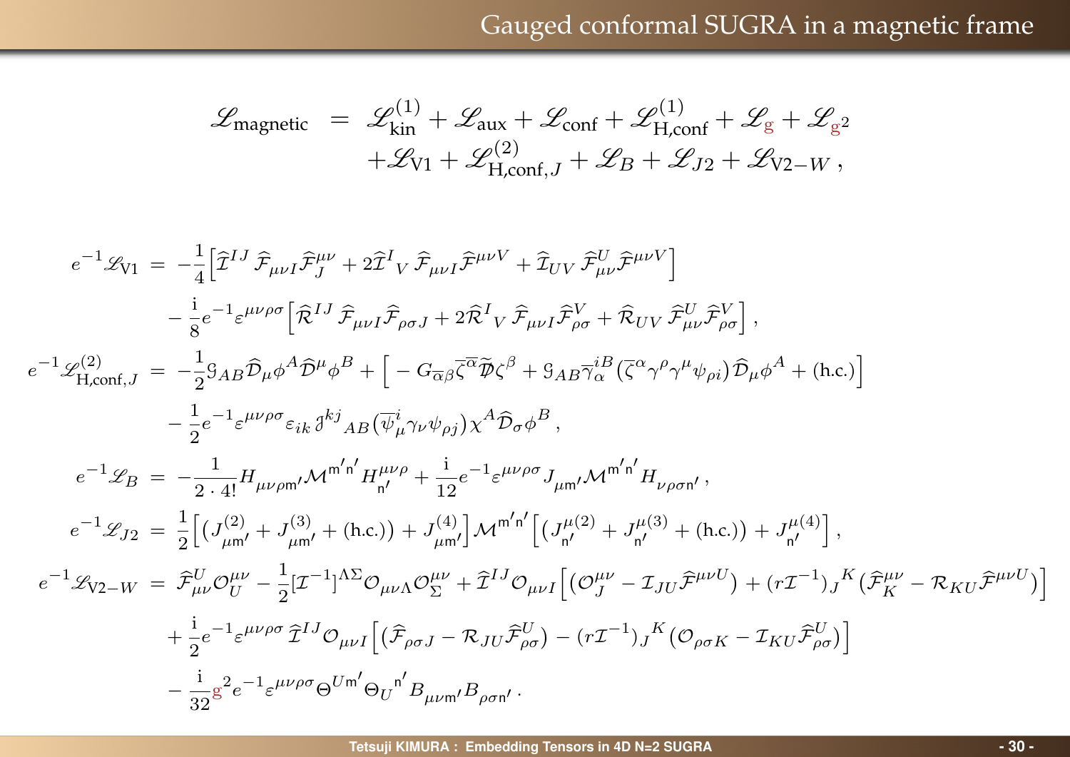# Gauged conformal SUGRA in a magnetic frame

$$
\begin{aligned}
\mathscr{L}_{\text{magnetic}} \ &= \ \mathscr{L}_{\text{kin}}^{(1)} + \mathscr{L}_{\text{aux}} + \mathscr{L}_{\text{conf}} + \mathscr{L}_{\text{H,conf}}^{(1)} + \mathscr{L}_{\text{g}} + \mathscr{L}_{\text{g}^2} \\
&\quad + \mathscr{L}_{\text{V1}} + \mathscr{L}_{\text{H,conf},J}^{(2)} + \mathscr{L}_{B} + \mathscr{L}_{J2} + \mathscr{L}_{\text{V2}-W} \, ,
\end{aligned}
$$

$$
\begin{aligned}
e^{-1} \mathscr{L}_{\text{V1}} \ &= \ -\frac{1}{4} \Big[ \widehat{\mathcal{I}}^{IJ} \, \widehat{\mathcal{F}}_{\mu\nu I} \widehat{\mathcal{F}}^{\mu\nu}_J + 2 \widehat{\mathcal{I}}^I{}_V \, \widehat{\mathcal{F}}_{\mu\nu I} \widehat{\mathcal{F}}^{\mu\nu V} + \widehat{\mathcal{I}}_{UV} \, \widehat{\mathcal{F}}^U_{\mu\nu} \widehat{\mathcal{F}}^{\mu\nu V} \Big] \\
&\quad - \frac{\mathrm{i}}{8} e^{-1} \varepsilon^{\mu\nu\rho\sigma} \Big[ \widehat{\mathcal{R}}^{IJ} \, \widehat{\mathcal{F}}_{\mu\nu I} \widehat{\mathcal{F}}_{\rho\sigma J} + 2 \widehat{\mathcal{R}}^I{}_V \, \widehat{\mathcal{F}}_{\mu\nu I} \widehat{\mathcal{F}}^V_{\rho\sigma} + \widehat{\mathcal{R}}_{UV} \, \widehat{\mathcal{F}}^U_{\mu\nu} \widehat{\mathcal{F}}^V_{\rho\sigma} \Big] \, , \\
e^{-1} \mathscr{L}_{\text{H,conf},J}^{(2)} \ &= \ -\frac{1}{2} \mathcal{G}_{AB} \widehat{\mathcal{D}}_\mu \phi^A \widehat{\mathcal{D}}^\mu \phi^B + \Big[ - G_{\overline{\alpha}\beta} \overline{\zeta}^{\overline{\alpha}} \widetilde{\not{\mathcal{D}}} \zeta^\beta + \mathcal{G}_{AB} \overline{\gamma}^{iB}_\alpha \big( \overline{\zeta}^\alpha \gamma^\rho \gamma^\mu \psi_{\rho i} \big) \widehat{\mathcal{D}}_\mu \phi^A + (\text{h.c.}) \Big] \\
&\quad - \frac{1}{2} e^{-1} \varepsilon^{\mu\nu\rho\sigma} \varepsilon_{ik} \, \mathcal{J}^{kj}{}_{AB} \big( \overline{\psi}^i_\mu \gamma_\nu \psi_{\rho j} \big) \chi^A \widehat{\mathcal{D}}_\sigma \phi^B \, , \\
e^{-1} \mathscr{L}_B \ &= \ -\frac{1}{2 \cdot 4!} H_{\mu\nu\rho \mathsf{m}'} \mathcal{M}^{\mathsf{m}'\mathsf{n}'} H^{\mu\nu\rho}_{\mathsf{n}'} + \frac{\mathrm{i}}{12} e^{-1} \varepsilon^{\mu\nu\rho\sigma} J_{\mu \mathsf{m}'} \mathcal{M}^{\mathsf{m}'\mathsf{n}'} H_{\nu\rho\sigma \mathsf{n}'} \, , \\
e^{-1} \mathscr{L}_{J2} \ &= \ \frac{1}{2} \Big[ \big( J^{(2)}_{\mu \mathsf{m}'} + J^{(3)}_{\mu \mathsf{m}'} + (\text{h.c.}) \big) + J^{(4)}_{\mu \mathsf{m}'} \Big] \mathcal{M}^{\mathsf{m}'\mathsf{n}'} \Big[ \big( J^{\mu(2)}_{\mathsf{n}'} + J^{\mu(3)}_{\mathsf{n}'} + (\text{h.c.}) \big) + J^{\mu(4)}_{\mathsf{n}'} \Big] \, , \\
e^{-1} \mathscr{L}_{\text{V2}-W} \ &= \ \widehat{\mathcal{F}}^U_{\mu\nu} \mathcal{O}^{\mu\nu}_U - \frac{1}{2} [\mathcal{I}^{-1}]^{\Lambda\Sigma} \mathcal{O}_{\mu\nu\Lambda} \mathcal{O}^{\mu\nu}_\Sigma + \widehat{\mathcal{I}}^{IJ} \mathcal{O}_{\mu\nu I} \Big[ \big( \mathcal{O}^{\mu\nu}_J - \mathcal{I}_{JU} \widehat{\mathcal{F}}^{\mu\nu U} \big) + (r \mathcal{I}^{-1})_J{}^K \big( \widehat{\mathcal{F}}^{\mu\nu}_K - \mathcal{R}_{KU} \widehat{\mathcal{F}}^{\mu\nu U} \big) \Big] \\
&\quad + \frac{\mathrm{i}}{2} e^{-1} \varepsilon^{\mu\nu\rho\sigma} \, \widehat{\mathcal{I}}^{IJ} \mathcal{O}_{\mu\nu I} \Big[ \big( \widehat{\mathcal{F}}_{\rho\sigma J} - \mathcal{R}_{JU} \widehat{\mathcal{F}}^U_{\rho\sigma} \big) - (r \mathcal{I}^{-1})_J{}^K \big( \mathcal{O}_{\rho\sigma K} - \mathcal{I}_{KU} \widehat{\mathcal{F}}^U_{\rho\sigma} \big) \Big] \\
&\quad - \frac{\mathrm{i}}{32} \mathrm{g}^2 e^{-1} \varepsilon^{\mu\nu\rho\sigma} \Theta^{U \mathsf{m}'} \Theta_U{}^{\mathsf{n}'} B_{\mu\nu \mathsf{m}'} B_{\rho\sigma \mathsf{n}'} \, .
\end{aligned}
$$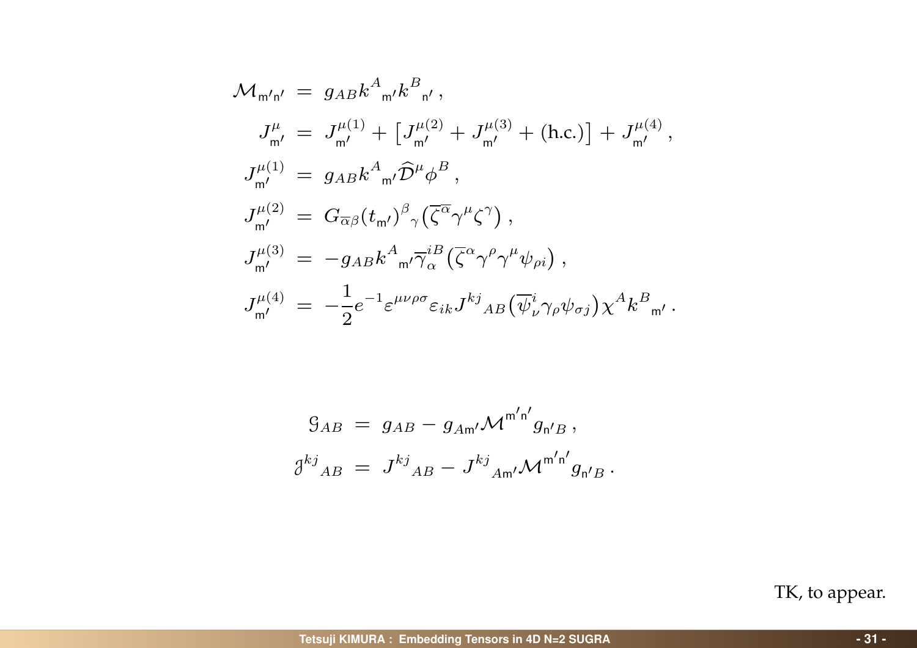$$
\begin{aligned}
\mathcal{M}_{\mathsf{m}'\mathsf{n}'} &= g_{AB} k^{A}{}_{\mathsf{m}'} k^{B}{}_{\mathsf{n}'} \,, \\
J^{\mu}_{\mathsf{m}'} &= J^{\mu(1)}_{\mathsf{m}'} + \big[ J^{\mu(2)}_{\mathsf{m}'} + J^{\mu(3)}_{\mathsf{m}'} + (\text{h.c.}) \big] + J^{\mu(4)}_{\mathsf{m}'} \,, \\
J^{\mu(1)}_{\mathsf{m}'} &= g_{AB} k^{A}{}_{\mathsf{m}'} \widehat{\mathcal{D}}^{\mu} \phi^{B} \,, \\
J^{\mu(2)}_{\mathsf{m}'} &= G_{\overline{\alpha}\beta} (t_{\mathsf{m}'})^{\beta}{}_{\gamma} \big( \overline{\zeta}^{\overline{\alpha}} \gamma^{\mu} \zeta^{\gamma} \big) \,, \\
J^{\mu(3)}_{\mathsf{m}'} &= - g_{AB} k^{A}{}_{\mathsf{m}'} \overline{\gamma}^{iB}_{\alpha} \big( \overline{\zeta}^{\alpha} \gamma^{\rho} \gamma^{\mu} \psi_{\rho i} \big) \,, \\
J^{\mu(4)}_{\mathsf{m}'} &= - \frac{1}{2} e^{-1} \varepsilon^{\mu\nu\rho\sigma} \varepsilon_{ik} J^{kj}{}_{AB} \big( \overline{\psi}^{i}_{\nu} \gamma_{\rho} \psi_{\sigma j} \big) \chi^{A} k^{B}{}_{\mathsf{m}'} \,.
\end{aligned}
$$

$$
\begin{aligned}
\mathcal{G}_{AB} &= g_{AB} - g_{A\mathsf{m}'} \mathcal{M}^{\mathsf{m}'\mathsf{n}'} g_{\mathsf{n}'B} \,, \\
\mathcal{J}^{kj}{}_{AB} &= J^{kj}{}_{AB} - J^{kj}{}_{A\mathsf{m}'} \mathcal{M}^{\mathsf{m}'\mathsf{n}'} g_{\mathsf{n}'B} \,.
\end{aligned}
$$

TK, to appear.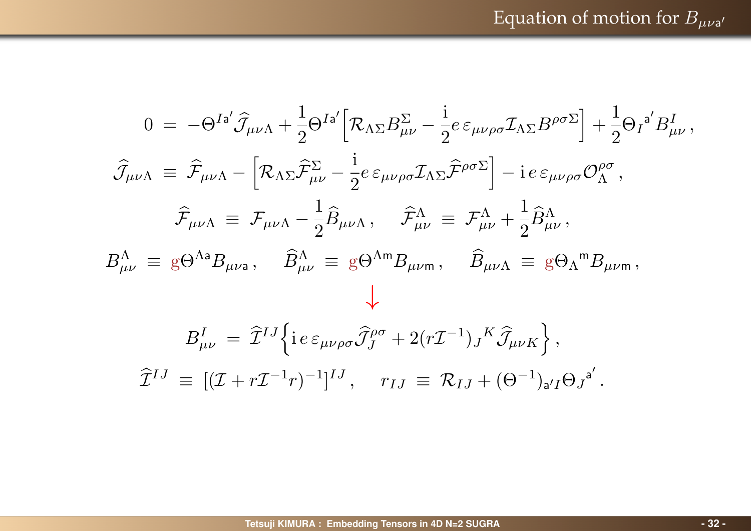# Equation of motion for $B_{\mu\nu\mathsf{a}'}$

$$
\begin{aligned}
0 \;&=\; -\Theta^{I\mathsf{a}'}\widehat{\mathcal{J}}_{\mu\nu\Lambda} + \frac{1}{2}\Theta^{I\mathsf{a}'}\Big[\mathcal{R}_{\Lambda\Sigma}B^{\Sigma}_{\mu\nu} - \frac{\mathrm{i}}{2}e\,\varepsilon_{\mu\nu\rho\sigma}\mathcal{I}_{\Lambda\Sigma}B^{\rho\sigma\Sigma}\Big] + \frac{1}{2}\Theta_I{}^{\mathsf{a}'}B^{I}_{\mu\nu}\,, \\
\widehat{\mathcal{J}}_{\mu\nu\Lambda} \;&\equiv\; \widehat{\mathcal{F}}_{\mu\nu\Lambda} - \Big[\mathcal{R}_{\Lambda\Sigma}\widehat{\mathcal{F}}^{\Sigma}_{\mu\nu} - \frac{\mathrm{i}}{2}e\,\varepsilon_{\mu\nu\rho\sigma}\mathcal{I}_{\Lambda\Sigma}\widehat{\mathcal{F}}^{\rho\sigma\Sigma}\Big] - \mathrm{i}\,e\,\varepsilon_{\mu\nu\rho\sigma}\mathcal{O}^{\rho\sigma}_{\Lambda}\,,
\end{aligned}
$$

$$
\widehat{\mathcal{F}}_{\mu\nu\Lambda} \;\equiv\; \mathcal{F}_{\mu\nu\Lambda} - \frac{1}{2}\widehat{B}_{\mu\nu\Lambda}\,, \qquad \widehat{\mathcal{F}}^{\Lambda}_{\mu\nu} \;\equiv\; \mathcal{F}^{\Lambda}_{\mu\nu} + \frac{1}{2}\widehat{B}^{\Lambda}_{\mu\nu}\,,
$$

$$
B^{\Lambda}_{\mu\nu} \;\equiv\; \mathrm{g}\Theta^{\Lambda\mathsf{a}}B_{\mu\nu\mathsf{a}}\,, \qquad \widehat{B}^{\Lambda}_{\mu\nu} \;\equiv\; \mathrm{g}\Theta^{\Lambda\mathsf{m}}B_{\mu\nu\mathsf{m}}\,, \qquad \widehat{B}_{\mu\nu\Lambda} \;\equiv\; \mathrm{g}\Theta_{\Lambda}{}^{\mathsf{m}}B_{\mu\nu\mathsf{m}}\,,
$$

$$\downarrow$$

$$
\begin{aligned}
B^{I}_{\mu\nu} \;&=\; \widehat{\mathcal{I}}^{IJ}\Big\{\mathrm{i}\,e\,\varepsilon_{\mu\nu\rho\sigma}\widehat{\mathcal{J}}^{\rho\sigma}_{J} + 2(r\mathcal{I}^{-1})_J{}^{K}\widehat{\mathcal{J}}_{\mu\nu K}\Big\}\,, \\
\widehat{\mathcal{I}}^{IJ} \;&\equiv\; [(\mathcal{I} + r\mathcal{I}^{-1}r)^{-1}]^{IJ}\,, \qquad r_{IJ} \;\equiv\; \mathcal{R}_{IJ} + (\Theta^{-1})_{\mathsf{a}'I}\Theta_J{}^{\mathsf{a}'}\,.
\end{aligned}
$$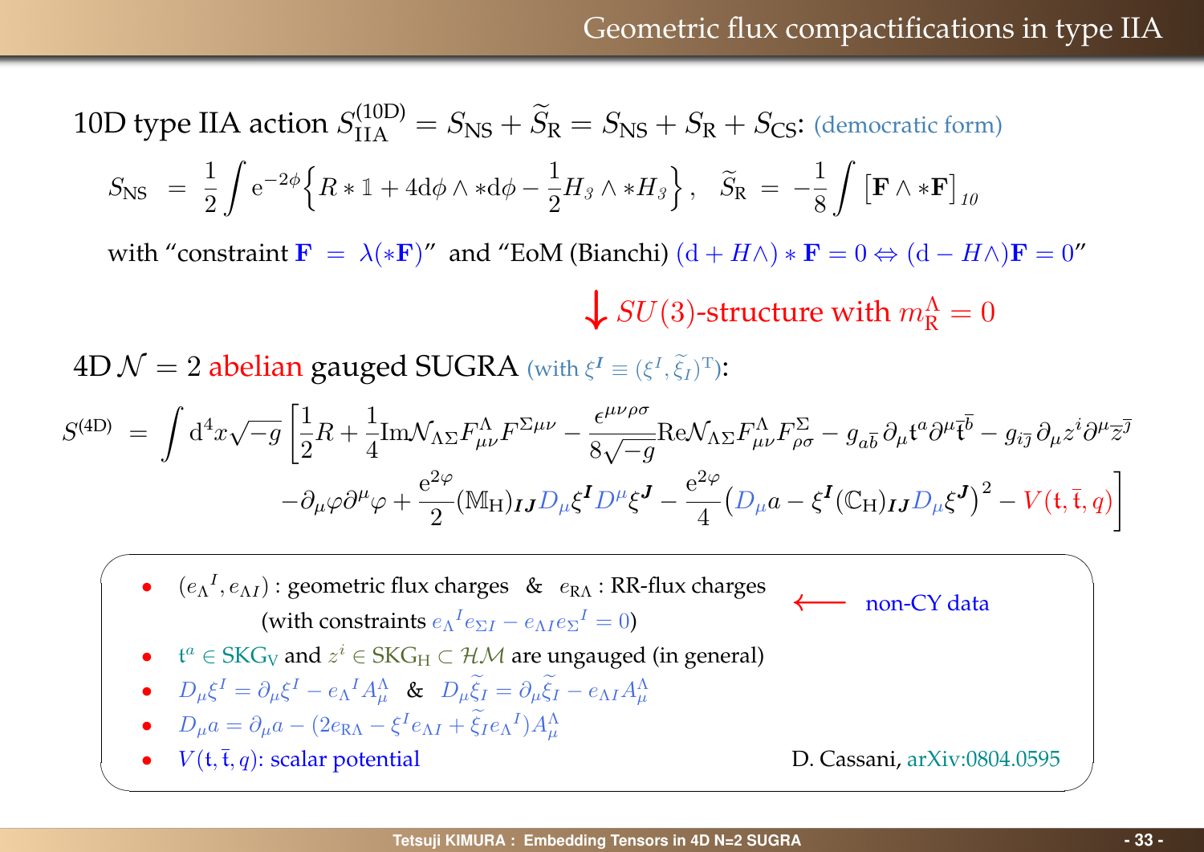# Geometric flux compactifications in type IIA

10D type IIA action $S^{(10\text{D})}_{\text{IIA}} = S_{\text{NS}} + \widetilde{S}_{\text{R}} = S_{\text{NS}} + S_{\text{R}} + S_{\text{CS}}$: (democratic form)

$$S_{\text{NS}} \ = \ \frac{1}{2} \int \mathrm{e}^{-2\phi} \Big\{ R * \mathbb{1} + 4 \mathrm{d}\phi \wedge * \mathrm{d}\phi - \frac{1}{2} H_3 \wedge * H_3 \Big\} \,, \quad \widetilde{S}_{\text{R}} \ = \ -\frac{1}{8} \int \big[ \mathbf{F} \wedge * \mathbf{F} \big]_{10}$$

with "constraint $\mathbf{F} \ = \ \lambda(*\mathbf{F})$" and "EoM (Bianchi) $(\mathrm{d} + H\wedge) * \mathbf{F} = 0 \Leftrightarrow (\mathrm{d} - H\wedge)\mathbf{F} = 0$"

↓ $SU(3)$-structure with $m_{\text{R}}^{\Lambda} = 0$

4D $\mathcal{N} = 2$ abelian gauged SUGRA (with $\xi^{\boldsymbol{I}} \equiv (\xi^I, \widetilde{\xi}_I)^{\text{T}}$):

$$S^{(4\text{D})} \ = \ \int \mathrm{d}^4 x \sqrt{-g} \, \Big[ \frac{1}{2} R + \frac{1}{4} \mathrm{Im} \mathcal{N}_{\Lambda\Sigma} F_{\mu\nu}^{\Lambda} F^{\Sigma \mu\nu} - \frac{\epsilon^{\mu\nu\rho\sigma}}{8\sqrt{-g}} \mathrm{Re} \mathcal{N}_{\Lambda\Sigma} F_{\mu\nu}^{\Lambda} F_{\rho\sigma}^{\Sigma} - g_{a\overline{b}} \, \partial_{\mu} \mathfrak{t}^a \partial^{\mu} \overline{\mathfrak{t}}^{\overline{b}} - g_{i\overline{\jmath}} \, \partial_{\mu} z^i \partial^{\mu} \overline{z}^{\overline{\jmath}}$$
$$- \partial_{\mu} \varphi \partial^{\mu} \varphi + \frac{\mathrm{e}^{2\varphi}}{2} (\mathbb{M}_{\text{H}})_{\boldsymbol{I}\boldsymbol{J}} D_{\mu} \xi^{\boldsymbol{I}} D^{\mu} \xi^{\boldsymbol{J}} - \frac{\mathrm{e}^{2\varphi}}{4} \big( D_{\mu} a - \xi^{\boldsymbol{I}} (\mathbb{C}_{\text{H}})_{\boldsymbol{I}\boldsymbol{J}} D_{\mu} \xi^{\boldsymbol{J}} \big)^2 - V(\mathfrak{t}, \overline{\mathfrak{t}}, q) \Big]$$

- $(e_{\Lambda}{}^I, e_{\Lambda I})$ : geometric flux charges & $e_{\text{R}\Lambda}$ : RR-flux charges ⟵ non-CY data
  (with constraints $e_{\Lambda}{}^I e_{\Sigma I} - e_{\Lambda I} e_{\Sigma}{}^I = 0$)
- $\mathfrak{t}^a \in \text{SKG}_{\text{V}}$ and $z^i \in \text{SKG}_{\text{H}} \subset \mathcal{HM}$ are ungauged (in general)
- $D_{\mu} \xi^I = \partial_{\mu} \xi^I - e_{\Lambda}{}^I A_{\mu}^{\Lambda}$ & $D_{\mu} \widetilde{\xi}_I = \partial_{\mu} \widetilde{\xi}_I - e_{\Lambda I} A_{\mu}^{\Lambda}$
- $D_{\mu} a = \partial_{\mu} a - (2 e_{\text{R}\Lambda} - \xi^I e_{\Lambda I} + \widetilde{\xi}_I e_{\Lambda}{}^I) A_{\mu}^{\Lambda}$
- $V(\mathfrak{t}, \overline{\mathfrak{t}}, q)$: scalar potential

D. Cassani, arXiv:0804.0595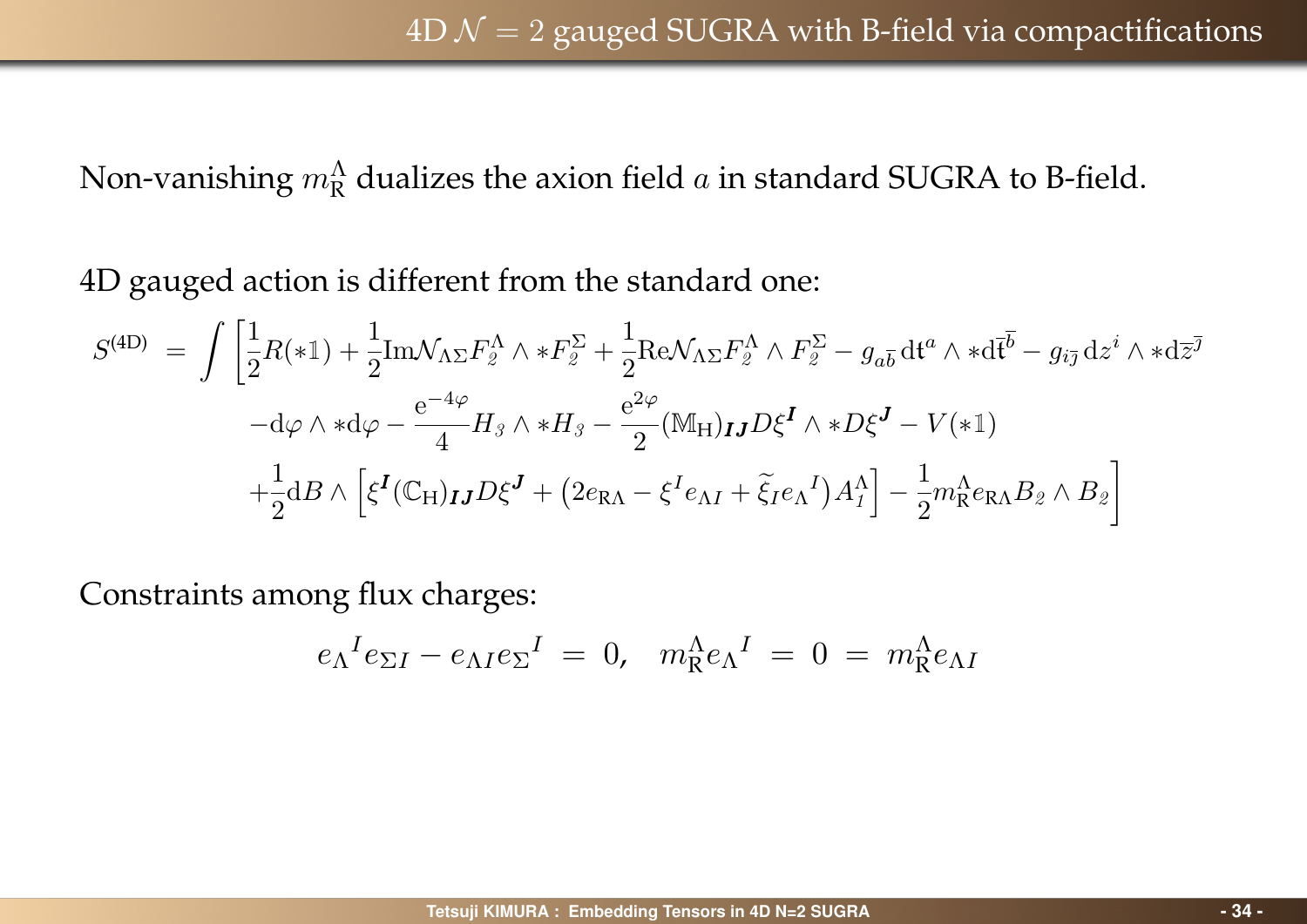## 4D $\mathcal{N}=2$ gauged SUGRA with B-field via compactifications

Non-vanishing $m_{\rm R}^{\Lambda}$ dualizes the axion field $a$ in standard SUGRA to B-field.

4D gauged action is different from the standard one:

$$
\begin{aligned}
S^{\rm (4D)} \ &= \int \Big[ \frac{1}{2} R (*\mathbb{1}) + \frac{1}{2} {\rm Im}\mathcal{N}_{\Lambda\Sigma} F_{\mathit{2}}^{\Lambda} \wedge * F_{\mathit{2}}^{\Sigma} + \frac{1}{2} {\rm Re}\mathcal{N}_{\Lambda\Sigma} F_{\mathit{2}}^{\Lambda} \wedge F_{\mathit{2}}^{\Sigma} - g_{a\overline{b}}\, {\rm d}\mathfrak{t}^a \wedge * {\rm d}\overline{\mathfrak{t}}^{\overline{b}} - g_{i\overline{j}}\, {\rm d}z^i \wedge * {\rm d}\overline{z}^{\overline{j}} \\
&\qquad - {\rm d}\varphi \wedge * {\rm d}\varphi - \frac{{\rm e}^{-4\varphi}}{4} H_{\mathit{3}} \wedge * H_{\mathit{3}} - \frac{{\rm e}^{2\varphi}}{2} (\mathbb{M}_{\rm H})_{\boldsymbol{IJ}} D\xi^{\boldsymbol{I}} \wedge * D\xi^{\boldsymbol{J}} - V (*\mathbb{1}) \\
&\qquad + \frac{1}{2} {\rm d}B \wedge \Big[ \xi^{\boldsymbol{I}} (\mathbb{C}_{\rm H})_{\boldsymbol{IJ}} D\xi^{\boldsymbol{J}} + \big( 2 e_{{\rm R}\Lambda} - \xi^I e_{\Lambda I} + \widetilde{\xi}_I e_{\Lambda}{}^I \big) A_{\mathit{1}}^{\Lambda} \Big] - \frac{1}{2} m_{\rm R}^{\Lambda} e_{{\rm R}\Lambda} B_{\mathit{2}} \wedge B_{\mathit{2}} \Big]
\end{aligned}
$$

Constraints among flux charges:

$$
e_{\Lambda}{}^I e_{\Sigma I} - e_{\Lambda I} e_{\Sigma}{}^I \ = \ 0, \quad m_{\rm R}^{\Lambda} e_{\Lambda}{}^I \ = \ 0 \ = \ m_{\rm R}^{\Lambda} e_{\Lambda I}
$$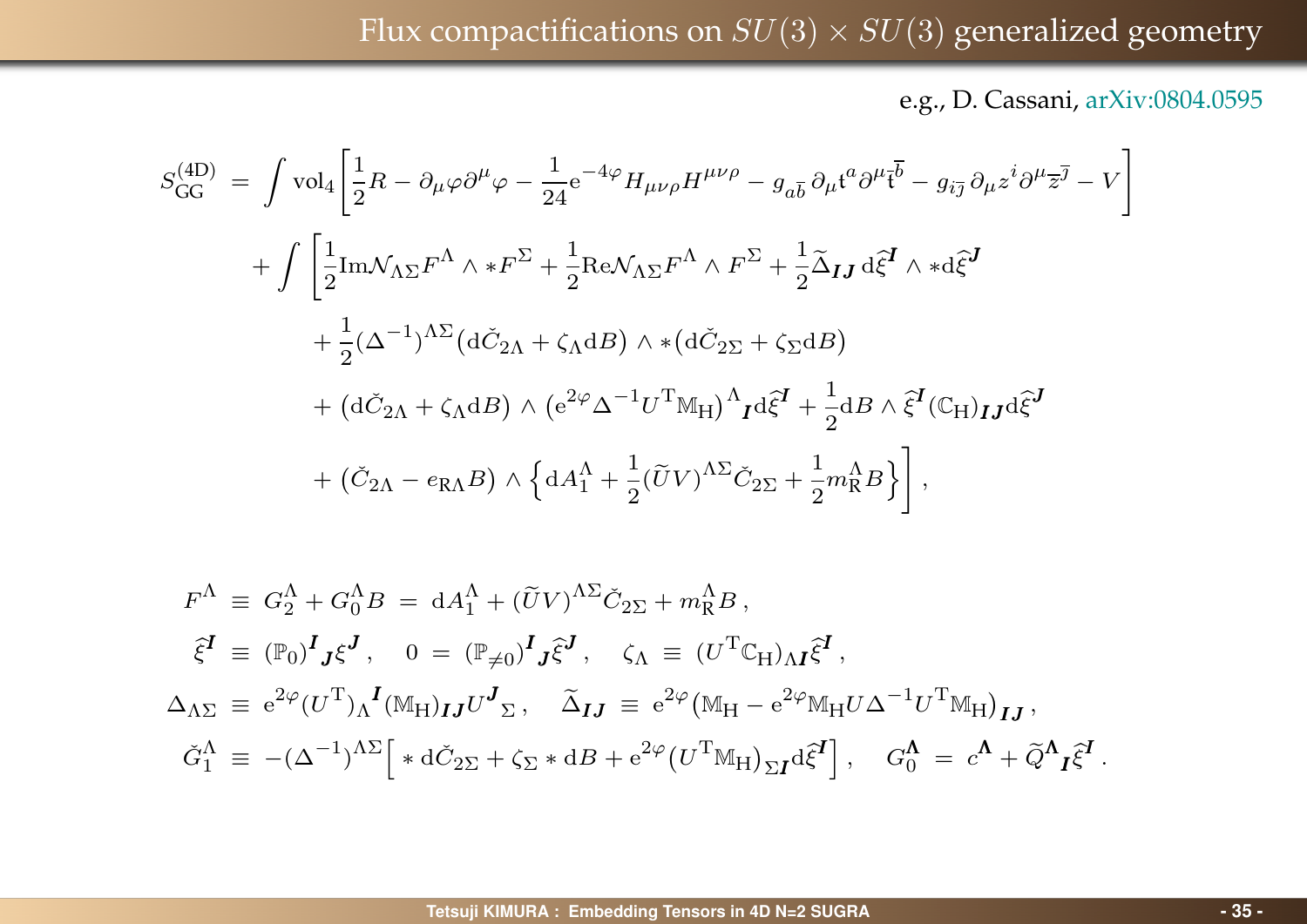# Flux compactifications on $SU(3) \times SU(3)$ generalized geometry

e.g., D. Cassani, arXiv:0804.0595

$$
\begin{aligned}
S_{\rm GG}^{(4D)} \ = \ & \int {\rm vol}_4 \Big[ \frac{1}{2} R - \partial_{\mu} \varphi \partial^{\mu} \varphi - \frac{1}{24} {\rm e}^{-4\varphi} H_{\mu\nu\rho} H^{\mu\nu\rho} - g_{a \overline{b}} \, \partial_{\mu} {\rm t}^a \partial^{\mu} \overline{\rm t}^{\overline{b}} - g_{i \overline{\jmath}} \, \partial_{\mu} z^i \partial^{\mu} \overline{z}^{\overline{\jmath}} - V \Big] \\
& + \int \Big[ \frac{1}{2} {\rm Im} \mathcal{N}_{\Lambda\Sigma} F^{\Lambda} \wedge * F^{\Sigma} + \frac{1}{2} {\rm Re} \mathcal{N}_{\Lambda\Sigma} F^{\Lambda} \wedge F^{\Sigma} + \frac{1}{2} \widetilde{\Delta}_{\boldsymbol{IJ}} \, {\rm d} \widehat{\xi}^{\boldsymbol{I}} \wedge * {\rm d} \widehat{\xi}^{\boldsymbol{J}} \\
& \quad + \frac{1}{2} (\Delta^{-1})^{\Lambda\Sigma} \big( {\rm d} \check{C}_{2\Lambda} + \zeta_{\Lambda} {\rm d} B \big) \wedge * \big( {\rm d} \check{C}_{2\Sigma} + \zeta_{\Sigma} {\rm d} B \big) \\
& \quad + \big( {\rm d} \check{C}_{2\Lambda} + \zeta_{\Lambda} {\rm d} B \big) \wedge \big( {\rm e}^{2\varphi} \Delta^{-1} U^{\rm T} \mathbb{M}_{\rm H} \big)^{\Lambda}{}_{\boldsymbol{I}} {\rm d} \widehat{\xi}^{\boldsymbol{I}} + \frac{1}{2} {\rm d} B \wedge \widehat{\xi}^{\boldsymbol{I}} (\mathbb{C}_{\rm H})_{\boldsymbol{IJ}} {\rm d} \widehat{\xi}^{\boldsymbol{J}} \\
& \quad + \big( \check{C}_{2\Lambda} - e_{{\rm R}\Lambda} B \big) \wedge \Big\{ {\rm d} A_1^{\Lambda} + \frac{1}{2} (\widetilde{U} V)^{\Lambda\Sigma} \check{C}_{2\Sigma} + \frac{1}{2} m_{\rm R}^{\Lambda} B \Big\} \Big] \, ,
\end{aligned}
$$

$$
\begin{aligned}
F^{\Lambda} \ & \equiv \ G_2^{\Lambda} + G_0^{\Lambda} B \ = \ {\rm d} A_1^{\Lambda} + (\widetilde{U} V)^{\Lambda\Sigma} \check{C}_{2\Sigma} + m_{\rm R}^{\Lambda} B \, , \\
\widehat{\xi}^{\boldsymbol{I}} \ & \equiv \ (\mathbb{P}_0)^{\boldsymbol{I}}{}_{\boldsymbol{J}} \xi^{\boldsymbol{J}} \, , \quad 0 \ = \ (\mathbb{P}_{\neq 0})^{\boldsymbol{I}}{}_{\boldsymbol{J}} \widehat{\xi}^{\boldsymbol{J}} \, , \quad \zeta_{\Lambda} \ \equiv \ (U^{\rm T} \mathbb{C}_{\rm H})_{\Lambda \boldsymbol{I}} \widehat{\xi}^{\boldsymbol{I}} \, , \\
\Delta_{\Lambda\Sigma} \ & \equiv \ {\rm e}^{2\varphi} (U^{\rm T})_{\Lambda}{}^{\boldsymbol{I}} (\mathbb{M}_{\rm H})_{\boldsymbol{IJ}} U^{\boldsymbol{J}}{}_{\Sigma} \, , \quad \widetilde{\Delta}_{\boldsymbol{IJ}} \ \equiv \ {\rm e}^{2\varphi} \big( \mathbb{M}_{\rm H} - {\rm e}^{2\varphi} \mathbb{M}_{\rm H} U \Delta^{-1} U^{\rm T} \mathbb{M}_{\rm H} \big)_{\boldsymbol{IJ}} \, , \\
\check{G}_1^{\Lambda} \ & \equiv \ - (\Delta^{-1})^{\Lambda\Sigma} \Big[ * {\rm d} \check{C}_{2\Sigma} + \zeta_{\Sigma} * {\rm d} B + {\rm e}^{2\varphi} \big( U^{\rm T} \mathbb{M}_{\rm H} \big)_{\Sigma \boldsymbol{I}} {\rm d} \widehat{\xi}^{\boldsymbol{I}} \Big] \, , \quad G_0^{\boldsymbol{\Lambda}} \ = \ c^{\boldsymbol{\Lambda}} + \widetilde{Q}^{\boldsymbol{\Lambda}}{}_{\boldsymbol{I}} \widehat{\xi}^{\boldsymbol{I}} \, .
\end{aligned}
$$